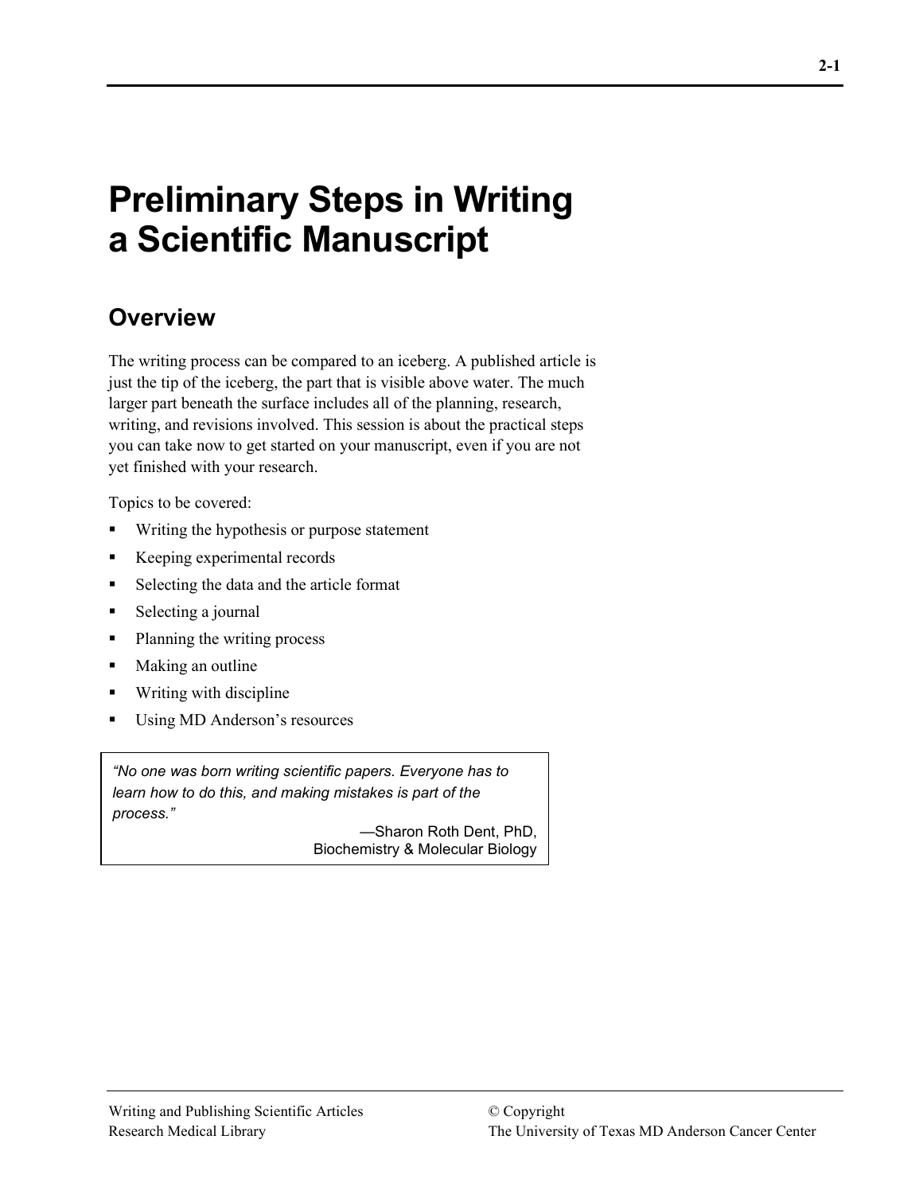# Preliminary Steps in Writing a Scientific Manuscript

## Overview

The writing process can be compared to an iceberg. A published article is just the tip of the iceberg, the part that is visible above water. The much larger part beneath the surface includes all of the planning, research, writing, and revisions involved. This session is about the practical steps you can take now to get started on your manuscript, even if you are not yet finished with your research.

Topics to be covered:

- Writing the hypothesis or purpose statement
- Keeping experimental records
- Selecting the data and the article format
- Selecting a journal
- Planning the writing process
- Making an outline
- Writing with discipline
- Using MD Anderson's resources

> *"No one was born writing scientific papers. Everyone has to learn how to do this, and making mistakes is part of the process."*
>
> —Sharon Roth Dent, PhD,
> Biochemistry & Molecular Biology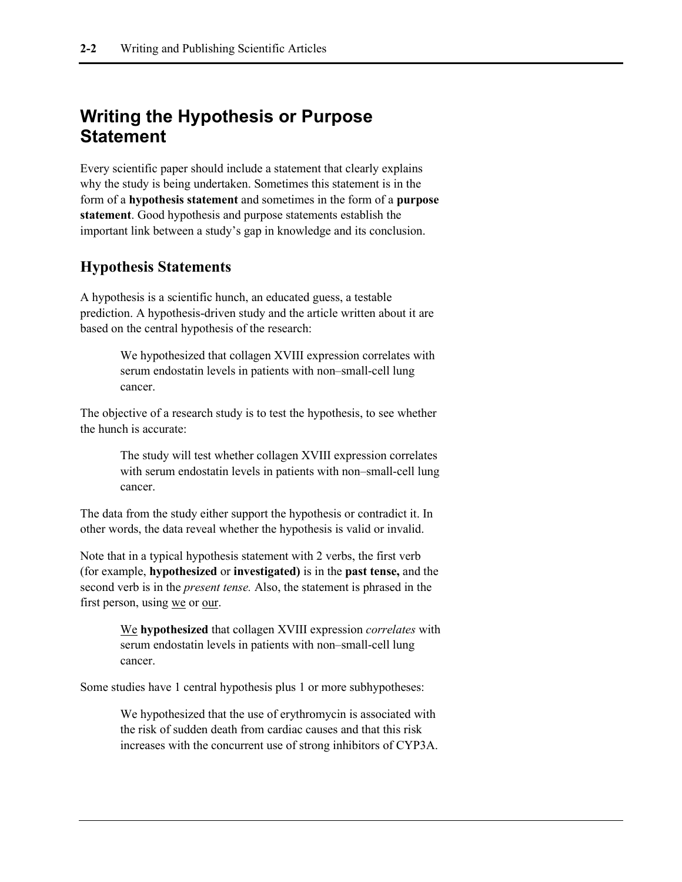# Writing the Hypothesis or Purpose Statement

Every scientific paper should include a statement that clearly explains why the study is being undertaken. Sometimes this statement is in the form of a **hypothesis statement** and sometimes in the form of a **purpose statement**. Good hypothesis and purpose statements establish the important link between a study's gap in knowledge and its conclusion.

## Hypothesis Statements

A hypothesis is a scientific hunch, an educated guess, a testable prediction. A hypothesis-driven study and the article written about it are based on the central hypothesis of the research:

> We hypothesized that collagen XVIII expression correlates with serum endostatin levels in patients with non–small-cell lung cancer.

The objective of a research study is to test the hypothesis, to see whether the hunch is accurate:

> The study will test whether collagen XVIII expression correlates with serum endostatin levels in patients with non–small-cell lung cancer.

The data from the study either support the hypothesis or contradict it. In other words, the data reveal whether the hypothesis is valid or invalid.

Note that in a typical hypothesis statement with 2 verbs, the first verb (for example, **hypothesized** or **investigated)** is in the **past tense,** and the second verb is in the *present tense.* Also, the statement is phrased in the first person, using <u>we</u> or <u>our</u>.

> <u>We</u> **hypothesized** that collagen XVIII expression *correlates* with serum endostatin levels in patients with non–small-cell lung cancer.

Some studies have 1 central hypothesis plus 1 or more subhypotheses:

> We hypothesized that the use of erythromycin is associated with the risk of sudden death from cardiac causes and that this risk increases with the concurrent use of strong inhibitors of CYP3A.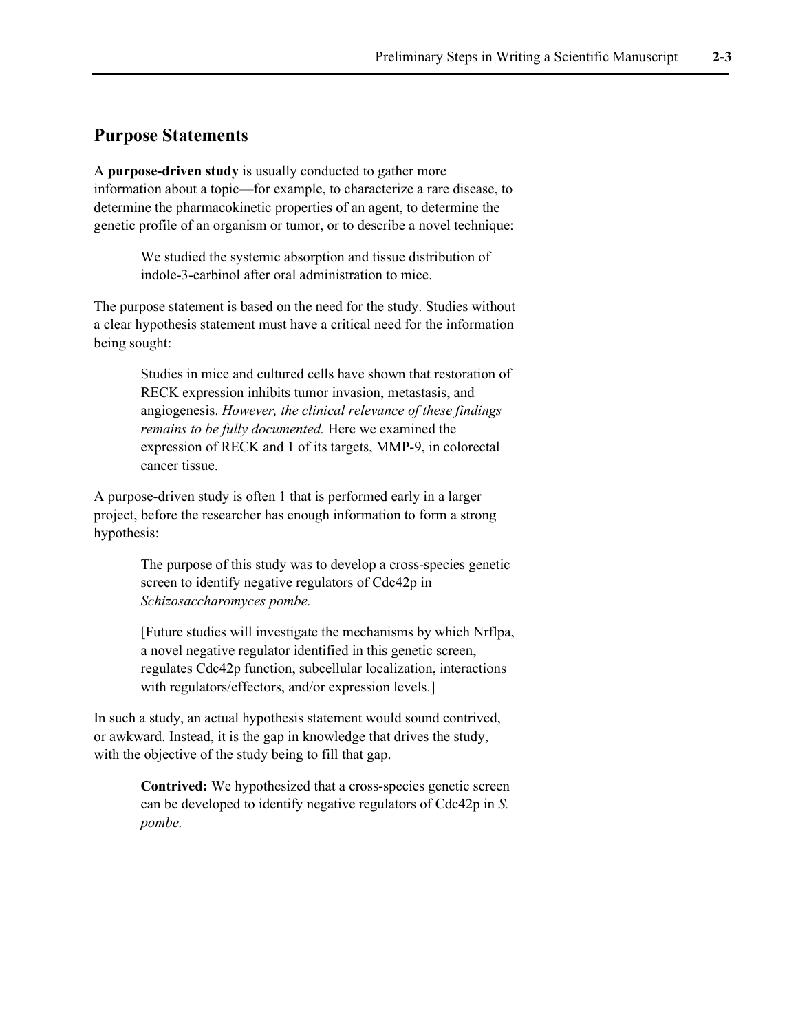## Purpose Statements

A **purpose-driven study** is usually conducted to gather more information about a topic—for example, to characterize a rare disease, to determine the pharmacokinetic properties of an agent, to determine the genetic profile of an organism or tumor, or to describe a novel technique:

> We studied the systemic absorption and tissue distribution of indole-3-carbinol after oral administration to mice.

The purpose statement is based on the need for the study. Studies without a clear hypothesis statement must have a critical need for the information being sought:

> Studies in mice and cultured cells have shown that restoration of RECK expression inhibits tumor invasion, metastasis, and angiogenesis. *However, the clinical relevance of these findings remains to be fully documented.* Here we examined the expression of RECK and 1 of its targets, MMP-9, in colorectal cancer tissue.

A purpose-driven study is often 1 that is performed early in a larger project, before the researcher has enough information to form a strong hypothesis:

> The purpose of this study was to develop a cross-species genetic screen to identify negative regulators of Cdc42p in *Schizosaccharomyces pombe.*
>
> [Future studies will investigate the mechanisms by which Nrflpa, a novel negative regulator identified in this genetic screen, regulates Cdc42p function, subcellular localization, interactions with regulators/effectors, and/or expression levels.]

In such a study, an actual hypothesis statement would sound contrived, or awkward. Instead, it is the gap in knowledge that drives the study, with the objective of the study being to fill that gap.

> **Contrived:** We hypothesized that a cross-species genetic screen can be developed to identify negative regulators of Cdc42p in *S. pombe.*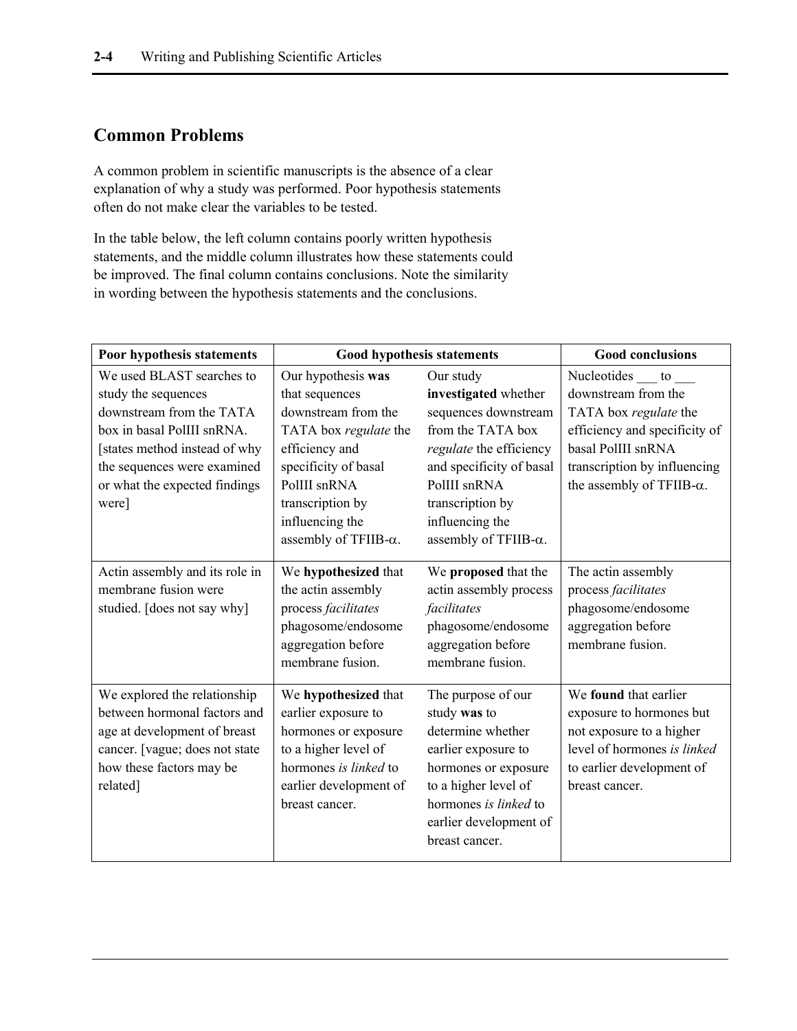## Common Problems

A common problem in scientific manuscripts is the absence of a clear explanation of why a study was performed. Poor hypothesis statements often do not make clear the variables to be tested.

In the table below, the left column contains poorly written hypothesis statements, and the middle column illustrates how these statements could be improved. The final column contains conclusions. Note the similarity in wording between the hypothesis statements and the conclusions.

| Poor hypothesis statements | Good hypothesis statements | | Good conclusions |
|---|---|---|---|
| We used BLAST searches to study the sequences downstream from the TATA box in basal PolIII snRNA. [states method instead of why the sequences were examined or what the expected findings were] | Our hypothesis **was** that sequences downstream from the TATA box *regulate* the efficiency and specificity of basal PolIII snRNA transcription by influencing the assembly of TFIIB-$\alpha$. | Our study **investigated** whether sequences downstream from the TATA box *regulate* the efficiency and specificity of basal PolIII snRNA transcription by influencing the assembly of TFIIB-$\alpha$. | Nucleotides ___ to ___ downstream from the TATA box *regulate* the efficiency and specificity of basal PolIII snRNA transcription by influencing the assembly of TFIIB-$\alpha$. |
| Actin assembly and its role in membrane fusion were studied. [does not say why] | We **hypothesized** that the actin assembly process *facilitates* phagosome/endosome aggregation before membrane fusion. | We **proposed** that the actin assembly process *facilitates* phagosome/endosome aggregation before membrane fusion. | The actin assembly process *facilitates* phagosome/endosome aggregation before membrane fusion. |
| We explored the relationship between hormonal factors and age at development of breast cancer. [vague; does not state how these factors may be related] | We **hypothesized** that earlier exposure to hormones or exposure to a higher level of hormones *is linked* to earlier development of breast cancer. | The purpose of our study **was** to determine whether earlier exposure to hormones or exposure to a higher level of hormones *is linked* to earlier development of breast cancer. | We **found** that earlier exposure to hormones but not exposure to a higher level of hormones *is linked* to earlier development of breast cancer. |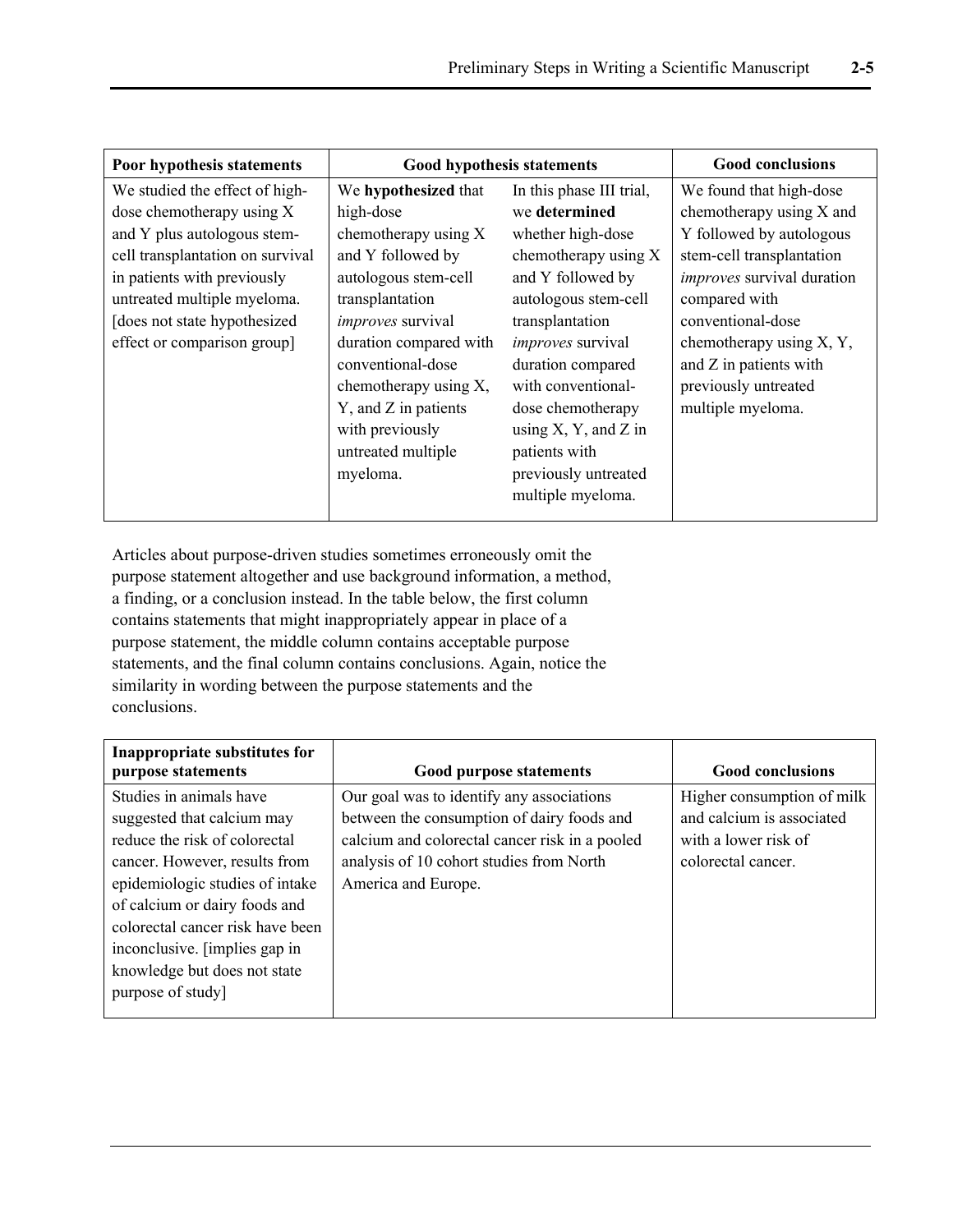| **Poor hypothesis statements** | **Good hypothesis statements** | | **Good conclusions** |
|---|---|---|---|
| We studied the effect of high-dose chemotherapy using X and Y plus autologous stem-cell transplantation on survival in patients with previously untreated multiple myeloma. [does not state hypothesized effect or comparison group] | We **hypothesized** that high-dose chemotherapy using X and Y followed by autologous stem-cell transplantation *improves* survival duration compared with conventional-dose chemotherapy using X, Y, and Z in patients with previously untreated multiple myeloma. | In this phase III trial, we **determined** whether high-dose chemotherapy using X and Y followed by autologous stem-cell transplantation *improves* survival duration compared with conventional-dose chemotherapy using X, Y, and Z in patients with previously untreated multiple myeloma. | We found that high-dose chemotherapy using X and Y followed by autologous stem-cell transplantation *improves* survival duration compared with conventional-dose chemotherapy using X, Y, and Z in patients with previously untreated multiple myeloma. |

Articles about purpose-driven studies sometimes erroneously omit the purpose statement altogether and use background information, a method, a finding, or a conclusion instead. In the table below, the first column contains statements that might inappropriately appear in place of a purpose statement, the middle column contains acceptable purpose statements, and the final column contains conclusions. Again, notice the similarity in wording between the purpose statements and the conclusions.

| **Inappropriate substitutes for purpose statements** | **Good purpose statements** | **Good conclusions** |
|---|---|---|
| Studies in animals have suggested that calcium may reduce the risk of colorectal cancer. However, results from epidemiologic studies of intake of calcium or dairy foods and colorectal cancer risk have been inconclusive. [implies gap in knowledge but does not state purpose of study] | Our goal was to identify any associations between the consumption of dairy foods and calcium and colorectal cancer risk in a pooled analysis of 10 cohort studies from North America and Europe. | Higher consumption of milk and calcium is associated with a lower risk of colorectal cancer. |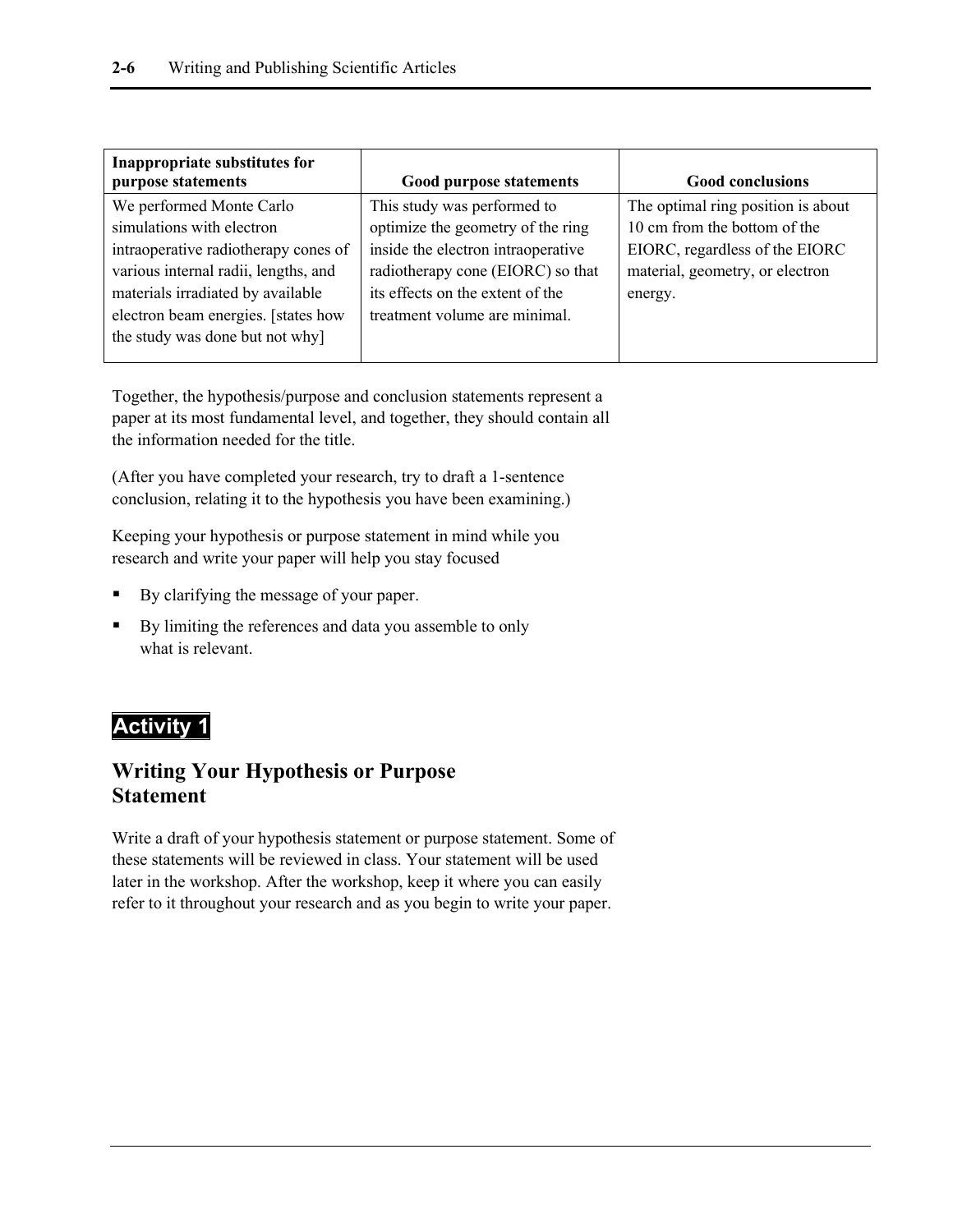| Inappropriate substitutes for purpose statements | Good purpose statements | Good conclusions |
| --- | --- | --- |
| We performed Monte Carlo simulations with electron intraoperative radiotherapy cones of various internal radii, lengths, and materials irradiated by available electron beam energies. [states how the study was done but not why] | This study was performed to optimize the geometry of the ring inside the electron intraoperative radiotherapy cone (EIORC) so that its effects on the extent of the treatment volume are minimal. | The optimal ring position is about 10 cm from the bottom of the EIORC, regardless of the EIORC material, geometry, or electron energy. |

Together, the hypothesis/purpose and conclusion statements represent a paper at its most fundamental level, and together, they should contain all the information needed for the title.

(After you have completed your research, try to draft a 1-sentence conclusion, relating it to the hypothesis you have been examining.)

Keeping your hypothesis or purpose statement in mind while you research and write your paper will help you stay focused

- By clarifying the message of your paper.
- By limiting the references and data you assemble to only what is relevant.

## Activity 1

## Writing Your Hypothesis or Purpose Statement

Write a draft of your hypothesis statement or purpose statement. Some of these statements will be reviewed in class. Your statement will be used later in the workshop. After the workshop, keep it where you can easily refer to it throughout your research and as you begin to write your paper.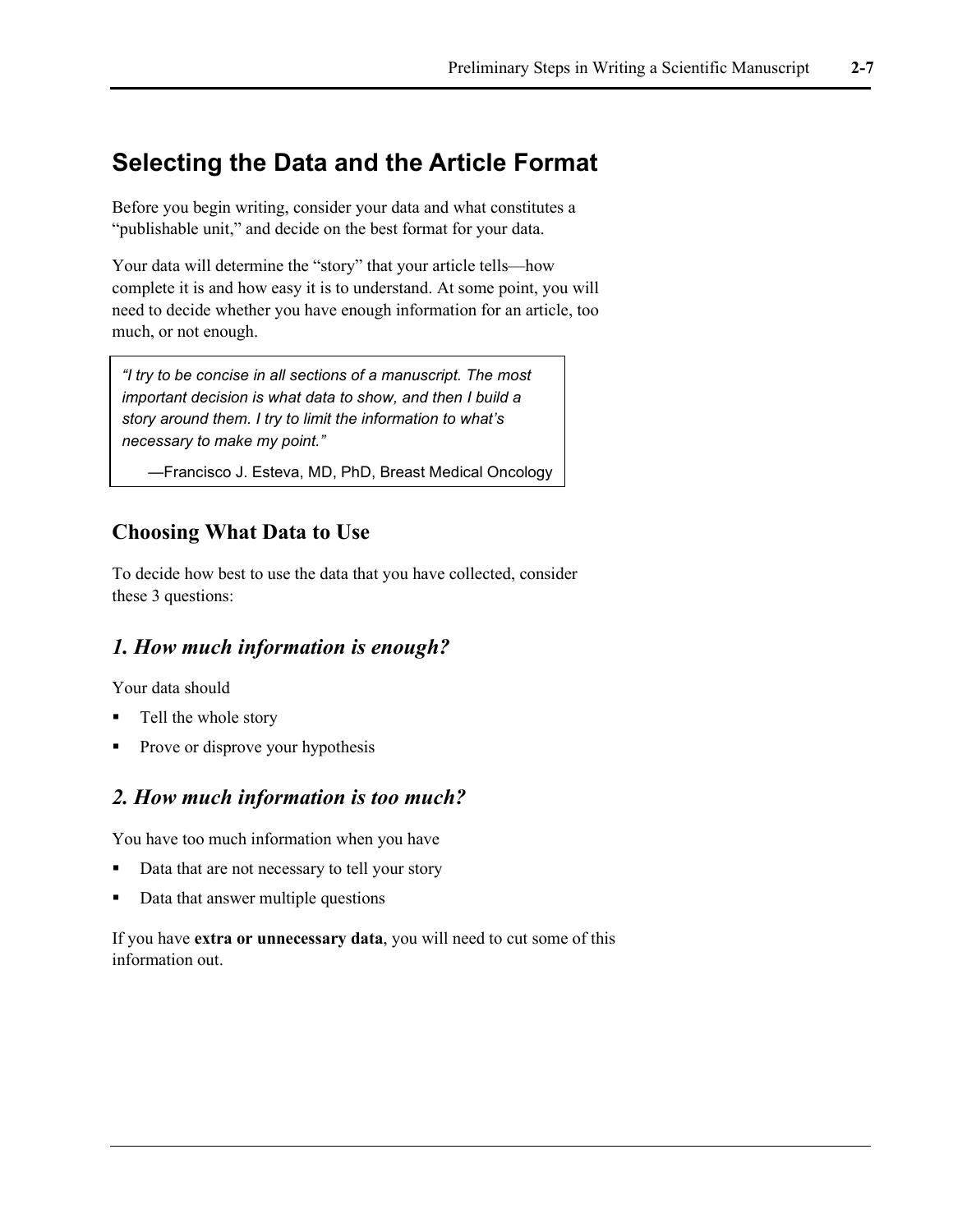# Selecting the Data and the Article Format

Before you begin writing, consider your data and what constitutes a "publishable unit," and decide on the best format for your data.

Your data will determine the "story" that your article tells—how complete it is and how easy it is to understand. At some point, you will need to decide whether you have enough information for an article, too much, or not enough.

> *"I try to be concise in all sections of a manuscript. The most important decision is what data to show, and then I build a story around them. I try to limit the information to what's necessary to make my point."*
>
> —Francisco J. Esteva, MD, PhD, Breast Medical Oncology

## Choosing What Data to Use

To decide how best to use the data that you have collected, consider these 3 questions:

### *1. How much information is enough?*

Your data should

- Tell the whole story
- Prove or disprove your hypothesis

### *2. How much information is too much?*

You have too much information when you have

- Data that are not necessary to tell your story
- Data that answer multiple questions

If you have **extra or unnecessary data**, you will need to cut some of this information out.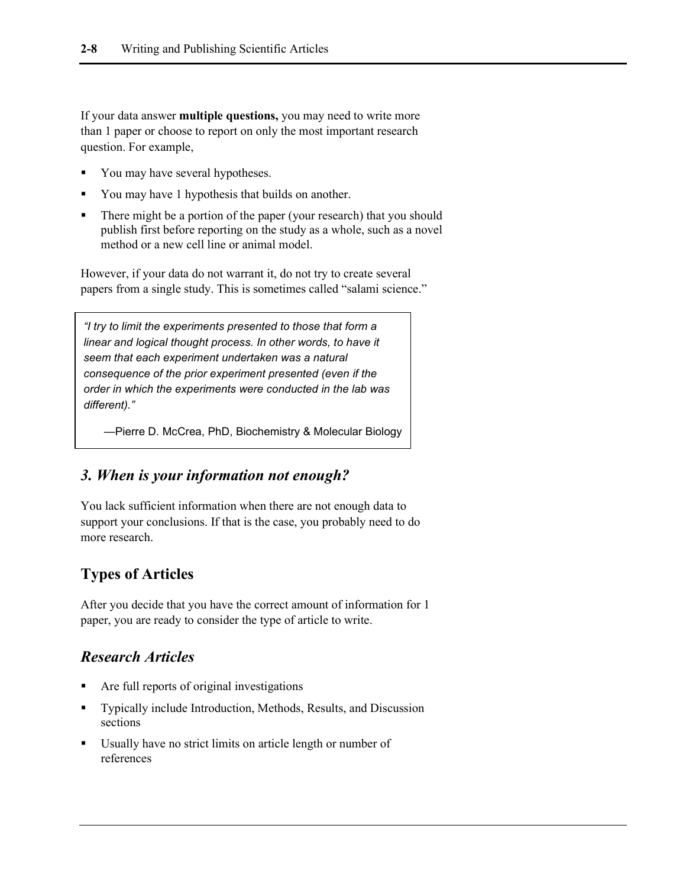If your data answer **multiple questions,** you may need to write more than 1 paper or choose to report on only the most important research question. For example,

- You may have several hypotheses.
- You may have 1 hypothesis that builds on another.
- There might be a portion of the paper (your research) that you should publish first before reporting on the study as a whole, such as a novel method or a new cell line or animal model.

However, if your data do not warrant it, do not try to create several papers from a single study. This is sometimes called “salami science.”

> *“I try to limit the experiments presented to those that form a linear and logical thought process. In other words, to have it seem that each experiment undertaken was a natural consequence of the prior experiment presented (even if the order in which the experiments were conducted in the lab was different).”*
>
> —Pierre D. McCrea, PhD, Biochemistry & Molecular Biology

### *3. When is your information not enough?*

You lack sufficient information when there are not enough data to support your conclusions. If that is the case, you probably need to do more research.

## Types of Articles

After you decide that you have the correct amount of information for 1 paper, you are ready to consider the type of article to write.

### *Research Articles*

- Are full reports of original investigations
- Typically include Introduction, Methods, Results, and Discussion sections
- Usually have no strict limits on article length or number of references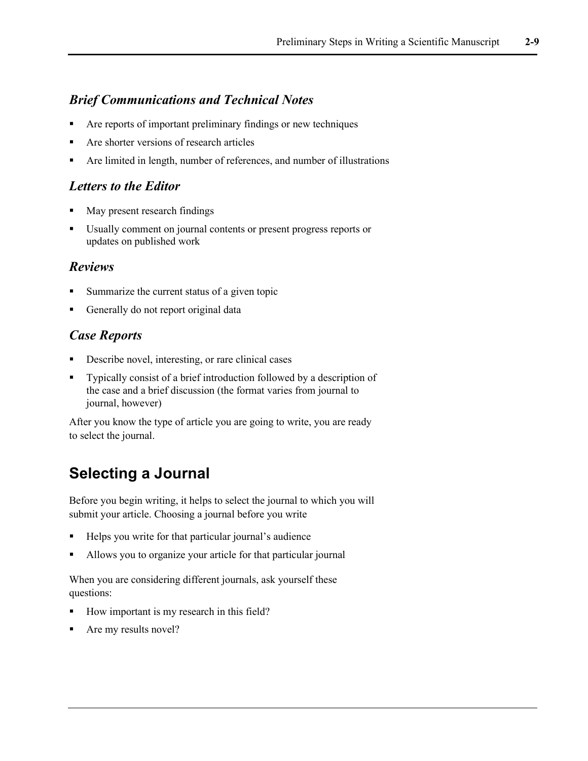### *Brief Communications and Technical Notes*

- Are reports of important preliminary findings or new techniques
- Are shorter versions of research articles
- Are limited in length, number of references, and number of illustrations

### *Letters to the Editor*

- May present research findings
- Usually comment on journal contents or present progress reports or updates on published work

### *Reviews*

- Summarize the current status of a given topic
- Generally do not report original data

### *Case Reports*

- Describe novel, interesting, or rare clinical cases
- Typically consist of a brief introduction followed by a description of the case and a brief discussion (the format varies from journal to journal, however)

After you know the type of article you are going to write, you are ready to select the journal.

## Selecting a Journal

Before you begin writing, it helps to select the journal to which you will submit your article. Choosing a journal before you write

- Helps you write for that particular journal's audience
- Allows you to organize your article for that particular journal

When you are considering different journals, ask yourself these questions:

- How important is my research in this field?
- Are my results novel?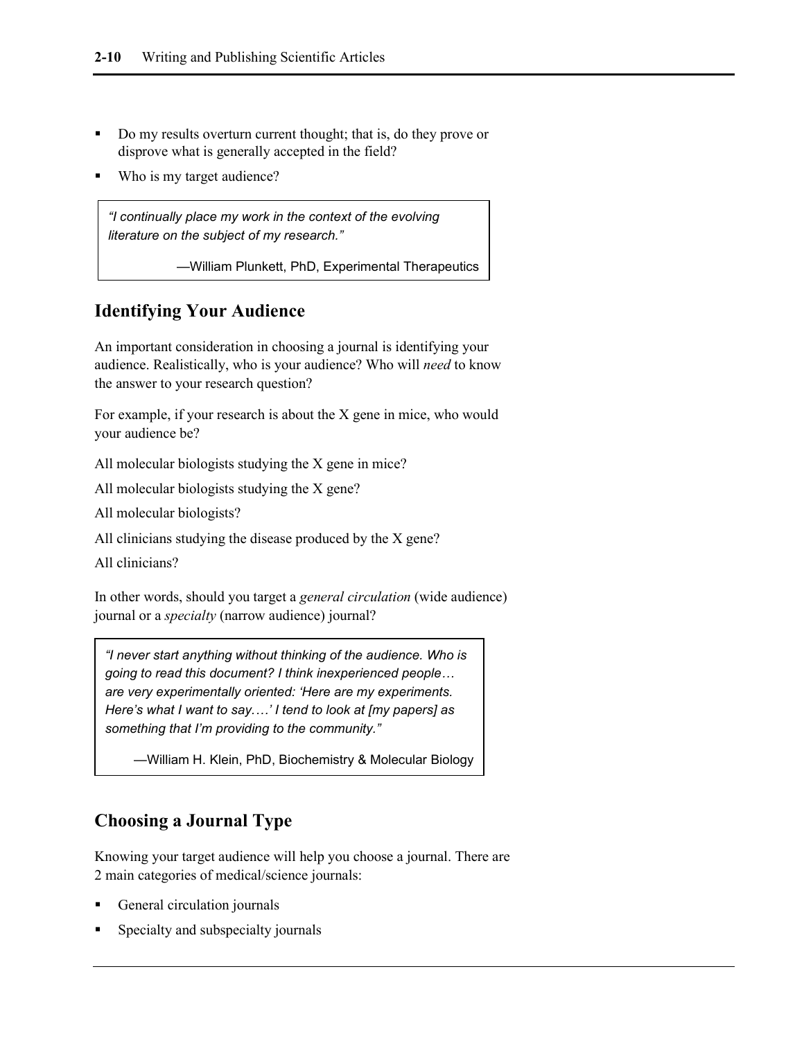- Do my results overturn current thought; that is, do they prove or disprove what is generally accepted in the field?
- Who is my target audience?

> *"I continually place my work in the context of the evolving literature on the subject of my research."*
>
> —William Plunkett, PhD, Experimental Therapeutics

## Identifying Your Audience

An important consideration in choosing a journal is identifying your audience. Realistically, who is your audience? Who will *need* to know the answer to your research question?

For example, if your research is about the X gene in mice, who would your audience be?

All molecular biologists studying the X gene in mice?

All molecular biologists studying the X gene?

All molecular biologists?

All clinicians studying the disease produced by the X gene?

All clinicians?

In other words, should you target a *general circulation* (wide audience) journal or a *specialty* (narrow audience) journal?

> *"I never start anything without thinking of the audience. Who is going to read this document? I think inexperienced people… are very experimentally oriented: 'Here are my experiments. Here's what I want to say….' I tend to look at [my papers] as something that I'm providing to the community."*
>
> —William H. Klein, PhD, Biochemistry & Molecular Biology

## Choosing a Journal Type

Knowing your target audience will help you choose a journal. There are 2 main categories of medical/science journals:

- General circulation journals
- Specialty and subspecialty journals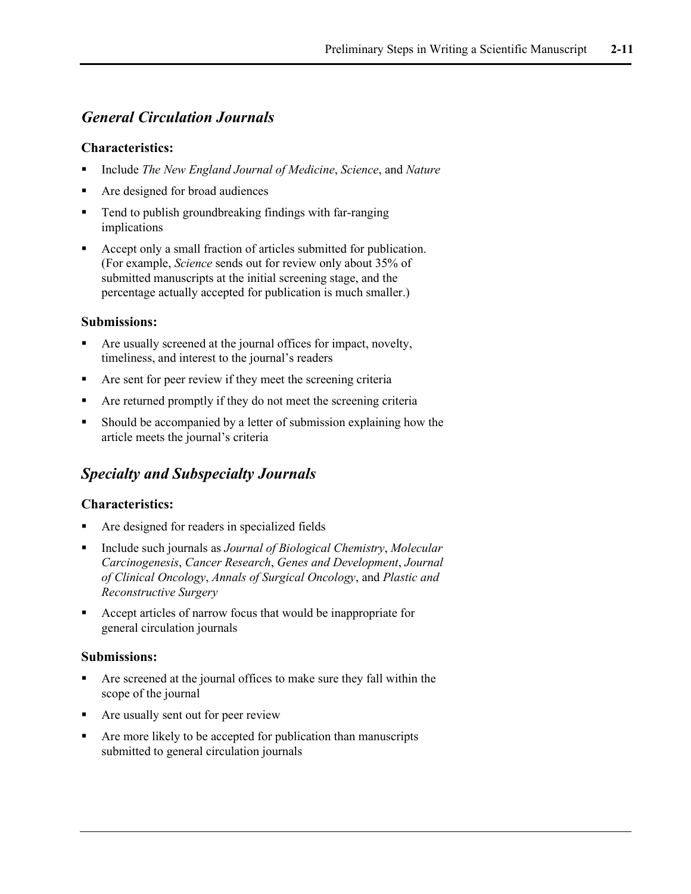## *General Circulation Journals*

### Characteristics:

- Include *The New England Journal of Medicine*, *Science*, and *Nature*
- Are designed for broad audiences
- Tend to publish groundbreaking findings with far-ranging implications
- Accept only a small fraction of articles submitted for publication. (For example, *Science* sends out for review only about 35% of submitted manuscripts at the initial screening stage, and the percentage actually accepted for publication is much smaller.)

### Submissions:

- Are usually screened at the journal offices for impact, novelty, timeliness, and interest to the journal's readers
- Are sent for peer review if they meet the screening criteria
- Are returned promptly if they do not meet the screening criteria
- Should be accompanied by a letter of submission explaining how the article meets the journal's criteria

## *Specialty and Subspecialty Journals*

### Characteristics:

- Are designed for readers in specialized fields
- Include such journals as *Journal of Biological Chemistry*, *Molecular Carcinogenesis*, *Cancer Research*, *Genes and Development*, *Journal of Clinical Oncology*, *Annals of Surgical Oncology*, and *Plastic and Reconstructive Surgery*
- Accept articles of narrow focus that would be inappropriate for general circulation journals

### Submissions:

- Are screened at the journal offices to make sure they fall within the scope of the journal
- Are usually sent out for peer review
- Are more likely to be accepted for publication than manuscripts submitted to general circulation journals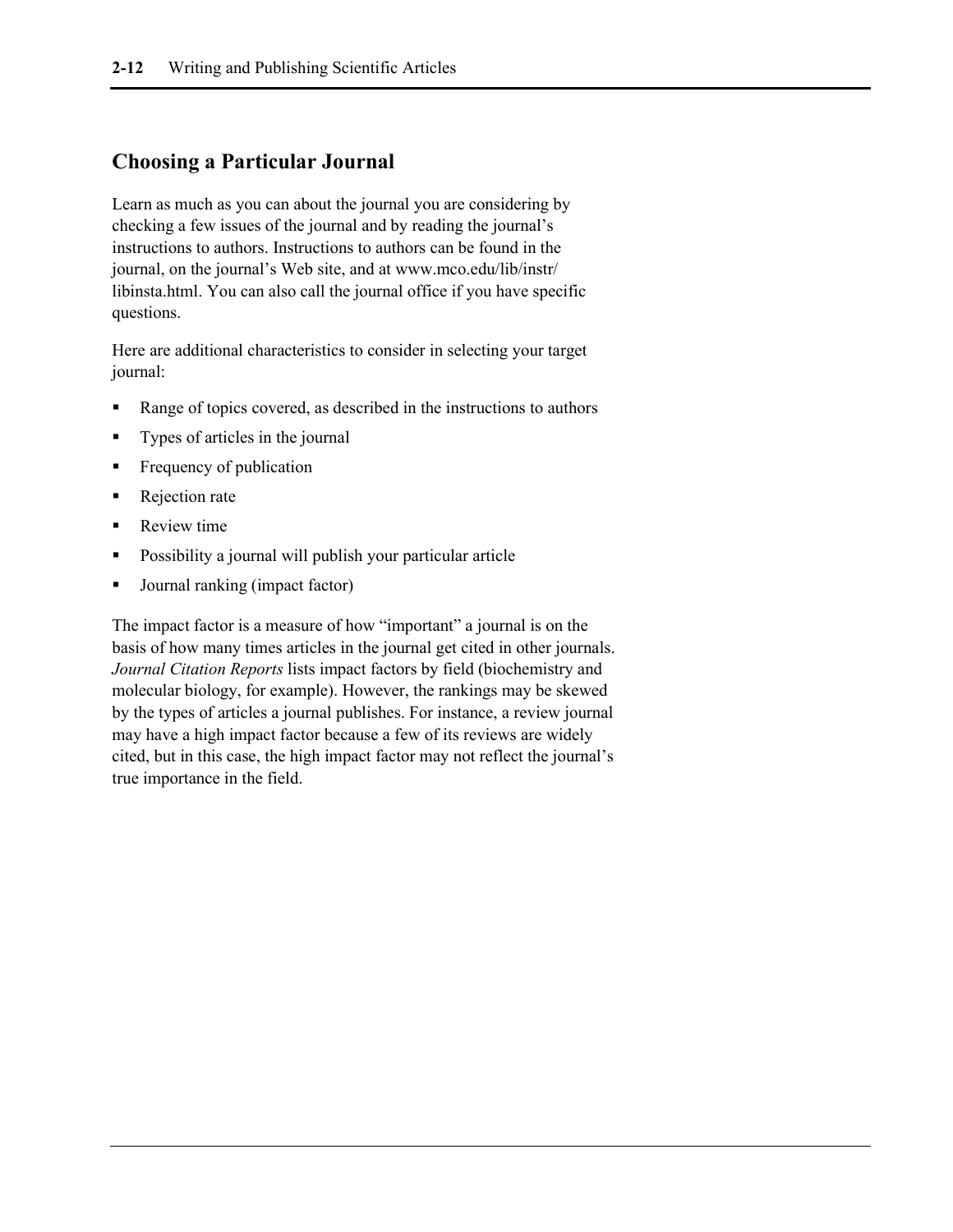## Choosing a Particular Journal

Learn as much as you can about the journal you are considering by checking a few issues of the journal and by reading the journal's instructions to authors. Instructions to authors can be found in the journal, on the journal's Web site, and at www.mco.edu/lib/instr/libinsta.html. You can also call the journal office if you have specific questions.

Here are additional characteristics to consider in selecting your target journal:

- Range of topics covered, as described in the instructions to authors
- Types of articles in the journal
- Frequency of publication
- Rejection rate
- Review time
- Possibility a journal will publish your particular article
- Journal ranking (impact factor)

The impact factor is a measure of how "important" a journal is on the basis of how many times articles in the journal get cited in other journals. *Journal Citation Reports* lists impact factors by field (biochemistry and molecular biology, for example). However, the rankings may be skewed by the types of articles a journal publishes. For instance, a review journal may have a high impact factor because a few of its reviews are widely cited, but in this case, the high impact factor may not reflect the journal's true importance in the field.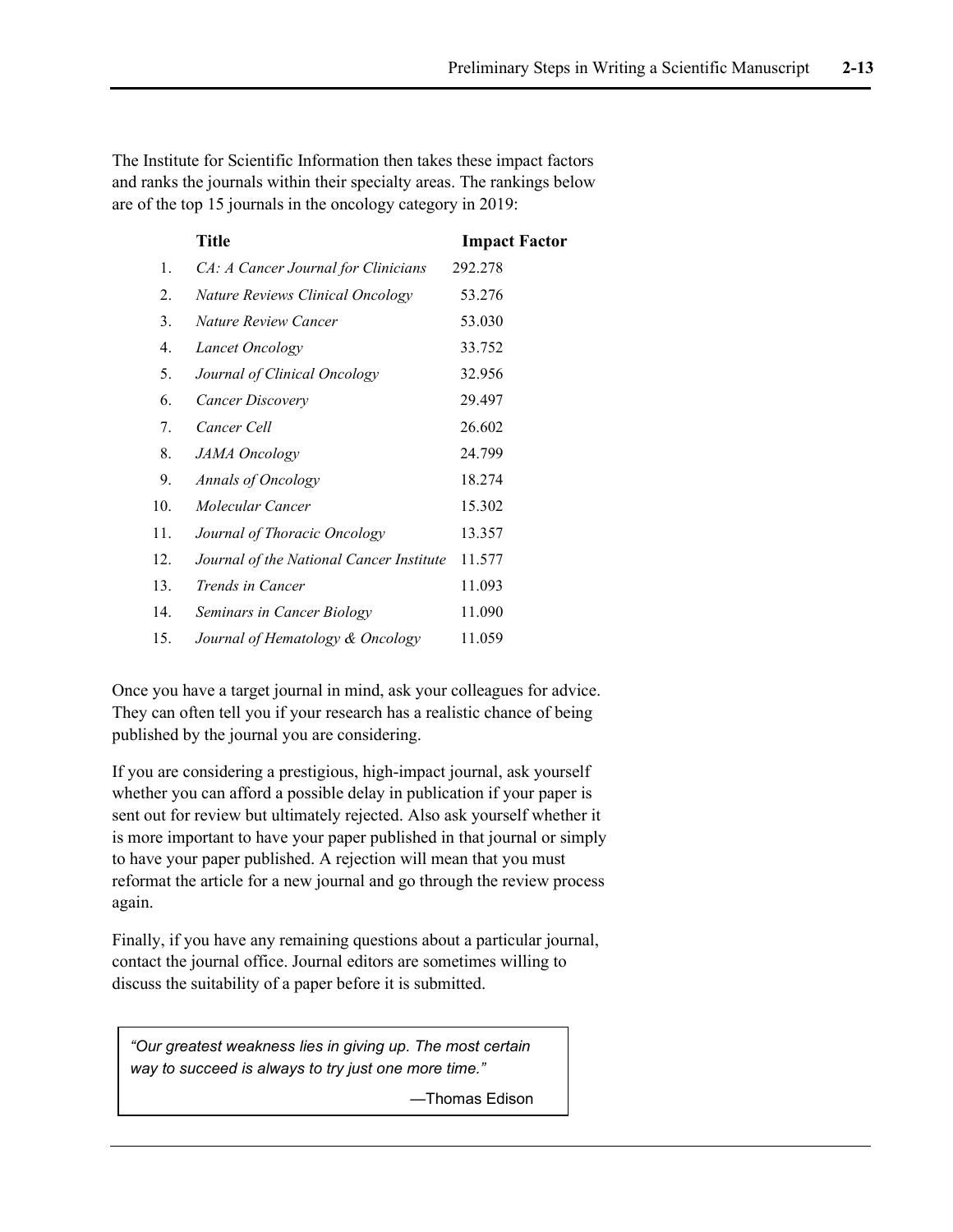The Institute for Scientific Information then takes these impact factors and ranks the journals within their specialty areas. The rankings below are of the top 15 journals in the oncology category in 2019:

| | Title | Impact Factor |
|---|---|---|
| 1. | *CA: A Cancer Journal for Clinicians* | 292.278 |
| 2. | *Nature Reviews Clinical Oncology* | 53.276 |
| 3. | *Nature Review Cancer* | 53.030 |
| 4. | *Lancet Oncology* | 33.752 |
| 5. | *Journal of Clinical Oncology* | 32.956 |
| 6. | *Cancer Discovery* | 29.497 |
| 7. | *Cancer Cell* | 26.602 |
| 8. | *JAMA Oncology* | 24.799 |
| 9. | *Annals of Oncology* | 18.274 |
| 10. | *Molecular Cancer* | 15.302 |
| 11. | *Journal of Thoracic Oncology* | 13.357 |
| 12. | *Journal of the National Cancer Institute* | 11.577 |
| 13. | *Trends in Cancer* | 11.093 |
| 14. | *Seminars in Cancer Biology* | 11.090 |
| 15. | *Journal of Hematology & Oncology* | 11.059 |

Once you have a target journal in mind, ask your colleagues for advice. They can often tell you if your research has a realistic chance of being published by the journal you are considering.

If you are considering a prestigious, high-impact journal, ask yourself whether you can afford a possible delay in publication if your paper is sent out for review but ultimately rejected. Also ask yourself whether it is more important to have your paper published in that journal or simply to have your paper published. A rejection will mean that you must reformat the article for a new journal and go through the review process again.

Finally, if you have any remaining questions about a particular journal, contact the journal office. Journal editors are sometimes willing to discuss the suitability of a paper before it is submitted.

> *"Our greatest weakness lies in giving up. The most certain way to succeed is always to try just one more time."*
>
> —Thomas Edison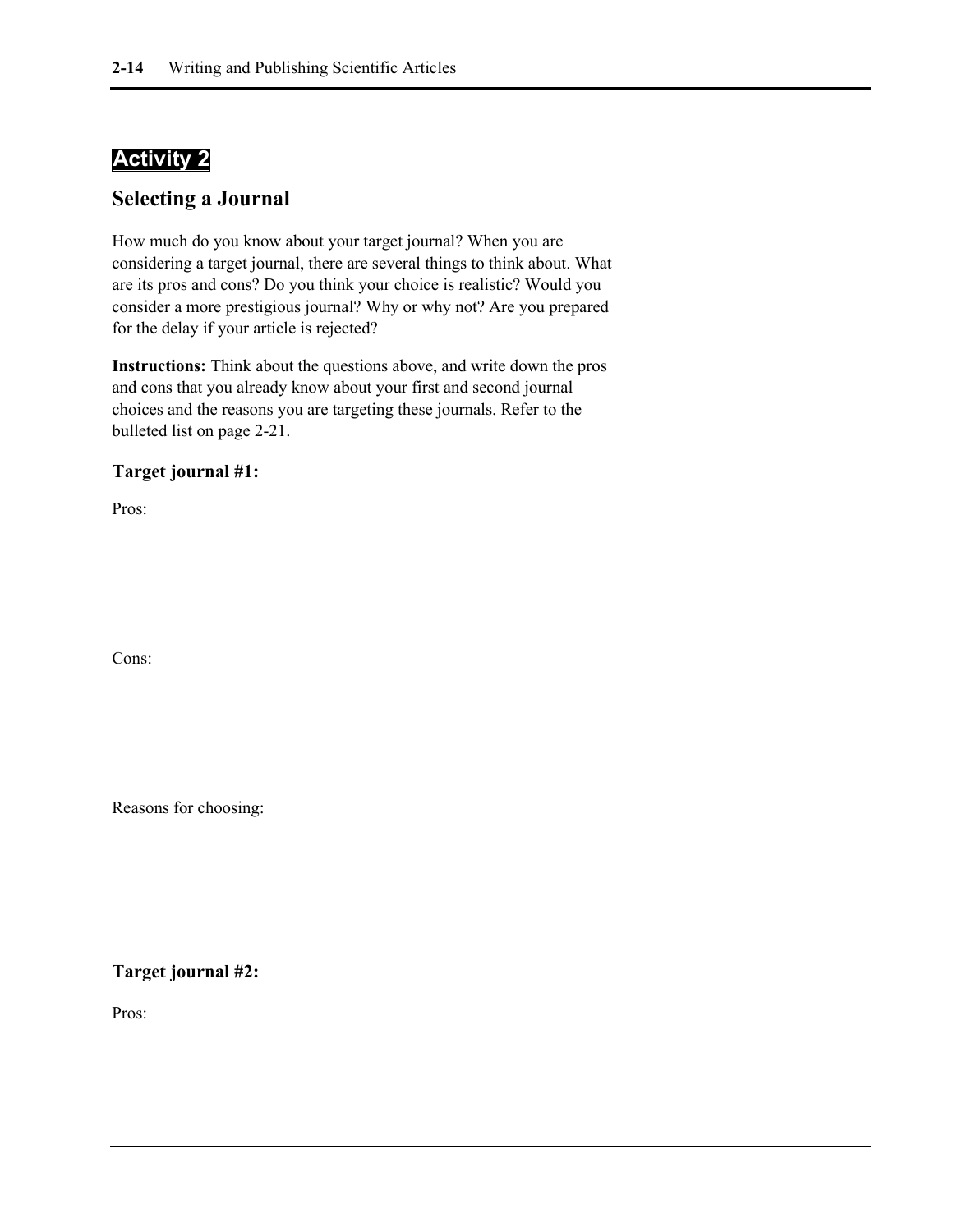## Activity 2

### Selecting a Journal

How much do you know about your target journal? When you are considering a target journal, there are several things to think about. What are its pros and cons? Do you think your choice is realistic? Would you consider a more prestigious journal? Why or why not? Are you prepared for the delay if your article is rejected?

**Instructions:** Think about the questions above, and write down the pros and cons that you already know about your first and second journal choices and the reasons you are targeting these journals. Refer to the bulleted list on page 2-21.

#### Target journal #1:

Pros:

Cons:

Reasons for choosing:

#### Target journal #2:

Pros: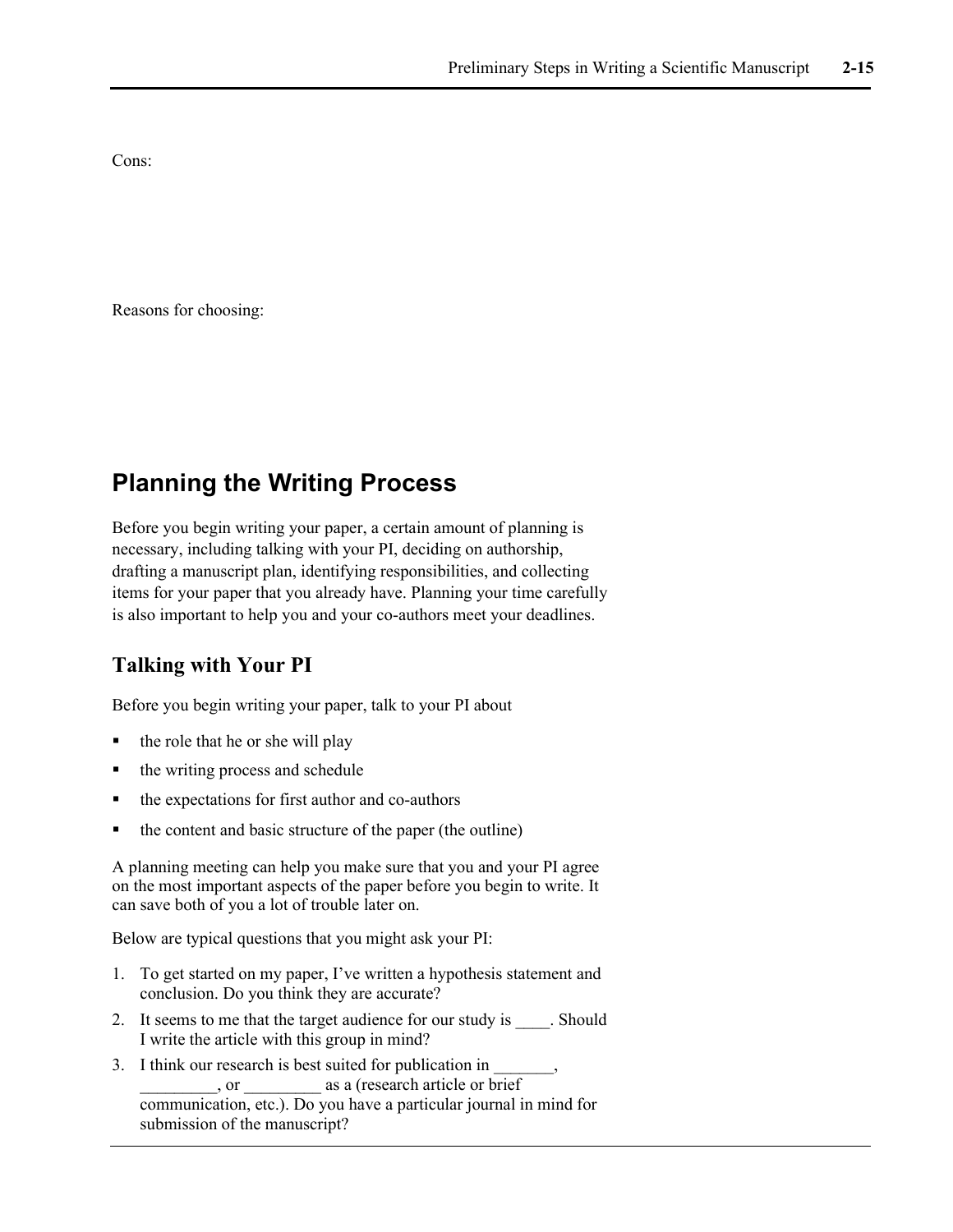Cons:

Reasons for choosing:

## Planning the Writing Process

Before you begin writing your paper, a certain amount of planning is necessary, including talking with your PI, deciding on authorship, drafting a manuscript plan, identifying responsibilities, and collecting items for your paper that you already have. Planning your time carefully is also important to help you and your co-authors meet your deadlines.

### Talking with Your PI

Before you begin writing your paper, talk to your PI about

- the role that he or she will play
- the writing process and schedule
- the expectations for first author and co-authors
- the content and basic structure of the paper (the outline)

A planning meeting can help you make sure that you and your PI agree on the most important aspects of the paper before you begin to write. It can save both of you a lot of trouble later on.

Below are typical questions that you might ask your PI:

1. To get started on my paper, I've written a hypothesis statement and conclusion. Do you think they are accurate?
2. It seems to me that the target audience for our study is ____. Should I write the article with this group in mind?
3. I think our research is best suited for publication in _______, _________, or _________ as a (research article or brief communication, etc.). Do you have a particular journal in mind for submission of the manuscript?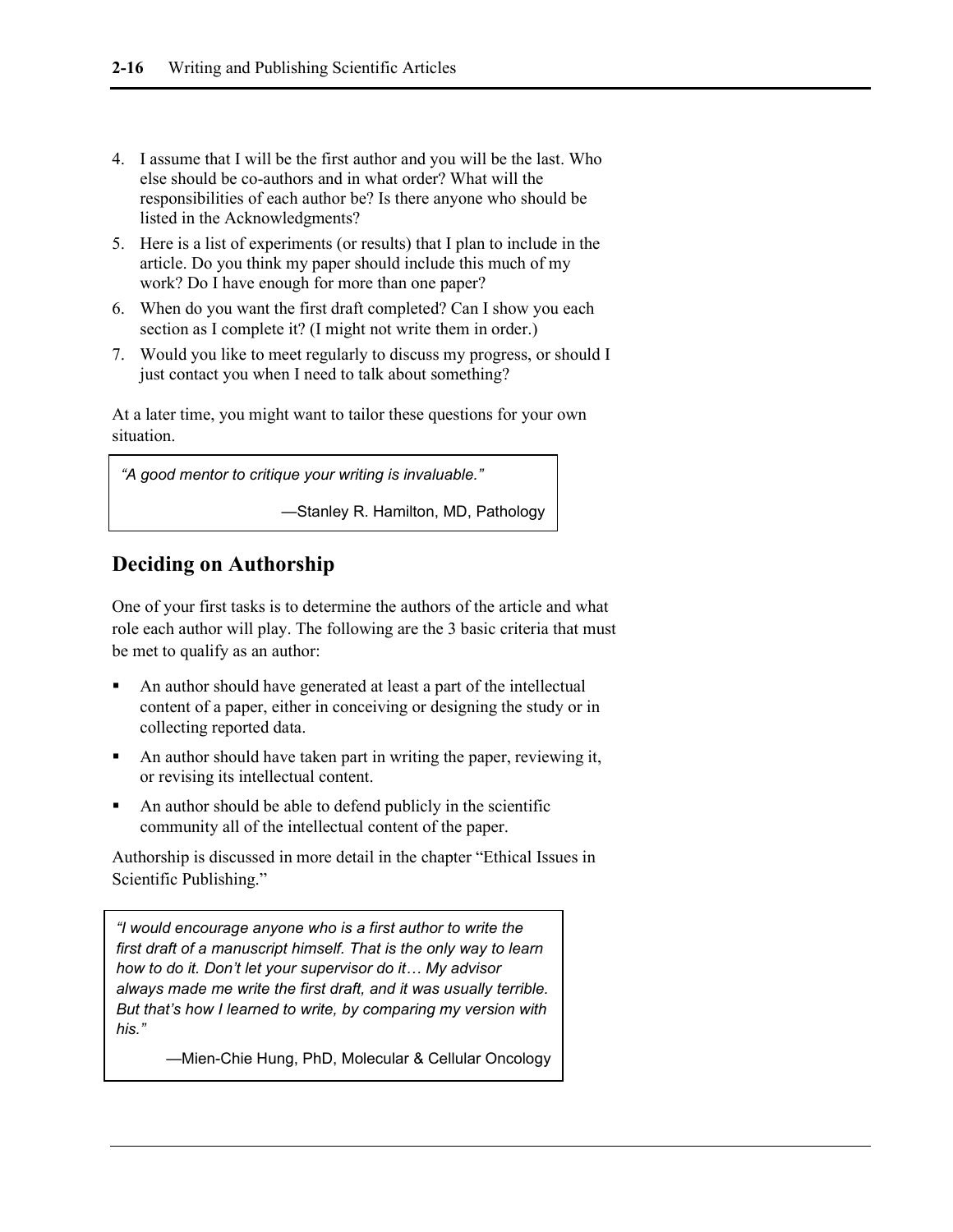4. I assume that I will be the first author and you will be the last. Who else should be co-authors and in what order? What will the responsibilities of each author be? Is there anyone who should be listed in the Acknowledgments?
5. Here is a list of experiments (or results) that I plan to include in the article. Do you think my paper should include this much of my work? Do I have enough for more than one paper?
6. When do you want the first draft completed? Can I show you each section as I complete it? (I might not write them in order.)
7. Would you like to meet regularly to discuss my progress, or should I just contact you when I need to talk about something?

At a later time, you might want to tailor these questions for your own situation.

> *"A good mentor to critique your writing is invaluable."*
>
> —Stanley R. Hamilton, MD, Pathology

## Deciding on Authorship

One of your first tasks is to determine the authors of the article and what role each author will play. The following are the 3 basic criteria that must be met to qualify as an author:

- An author should have generated at least a part of the intellectual content of a paper, either in conceiving or designing the study or in collecting reported data.
- An author should have taken part in writing the paper, reviewing it, or revising its intellectual content.
- An author should be able to defend publicly in the scientific community all of the intellectual content of the paper.

Authorship is discussed in more detail in the chapter "Ethical Issues in Scientific Publishing."

> *"I would encourage anyone who is a first author to write the first draft of a manuscript himself. That is the only way to learn how to do it. Don't let your supervisor do it… My advisor always made me write the first draft, and it was usually terrible. But that's how I learned to write, by comparing my version with his."*
>
> —Mien-Chie Hung, PhD, Molecular & Cellular Oncology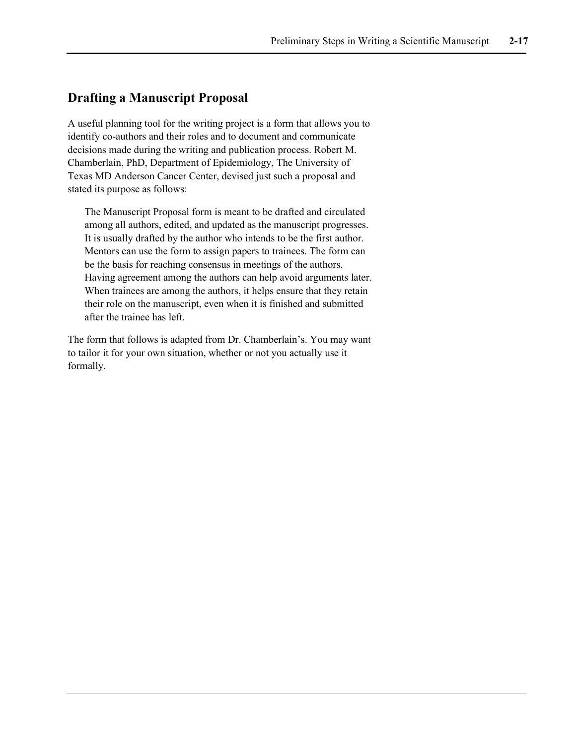## Drafting a Manuscript Proposal

A useful planning tool for the writing project is a form that allows you to identify co-authors and their roles and to document and communicate decisions made during the writing and publication process. Robert M. Chamberlain, PhD, Department of Epidemiology, The University of Texas MD Anderson Cancer Center, devised just such a proposal and stated its purpose as follows:

> The Manuscript Proposal form is meant to be drafted and circulated among all authors, edited, and updated as the manuscript progresses. It is usually drafted by the author who intends to be the first author. Mentors can use the form to assign papers to trainees. The form can be the basis for reaching consensus in meetings of the authors. Having agreement among the authors can help avoid arguments later. When trainees are among the authors, it helps ensure that they retain their role on the manuscript, even when it is finished and submitted after the trainee has left.

The form that follows is adapted from Dr. Chamberlain's. You may want to tailor it for your own situation, whether or not you actually use it formally.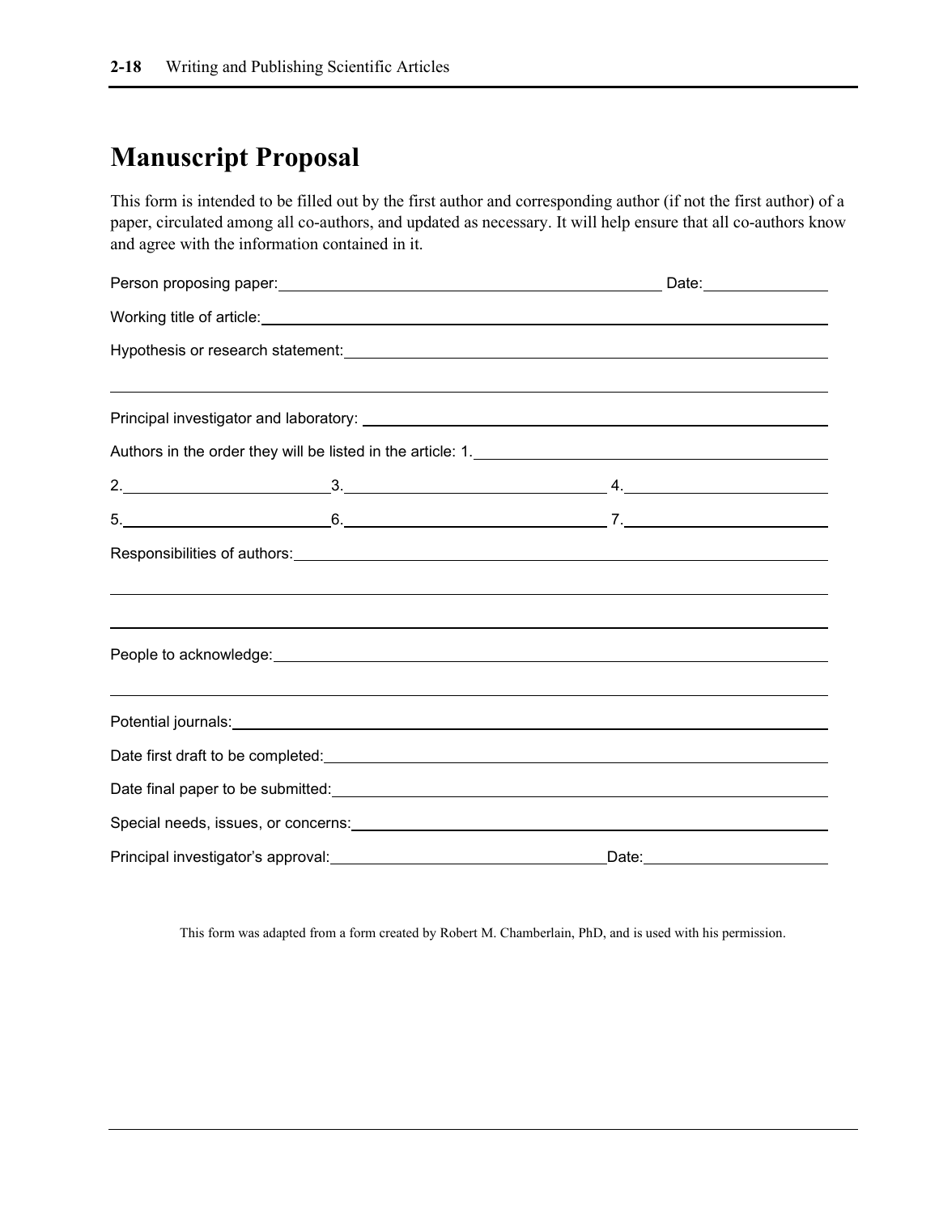# Manuscript Proposal

This form is intended to be filled out by the first author and corresponding author (if not the first author) of a paper, circulated among all co-authors, and updated as necessary. It will help ensure that all co-authors know and agree with the information contained in it.

Person proposing paper: ______________________________ Date: ____________

Working title of article: ______________________________________________

Hypothesis or research statement: ______________________________________

_______________________________________________________________

Principal investigator and laboratory: ___________________________________

Authors in the order they will be listed in the article: 1. __________________

2. ______________ 3. ______________ 4. ______________

5. ______________ 6. ______________ 7. ______________

Responsibilities of authors: ___________________________________________

_______________________________________________________________

_______________________________________________________________

People to acknowledge: ______________________________________________

_______________________________________________________________

Potential journals: __________________________________________________

Date first draft to be completed: _______________________________________

Date final paper to be submitted: _______________________________________

Special needs, issues, or concerns: _____________________________________

Principal investigator's approval: ______________________ Date: ____________

This form was adapted from a form created by Robert M. Chamberlain, PhD, and is used with his permission.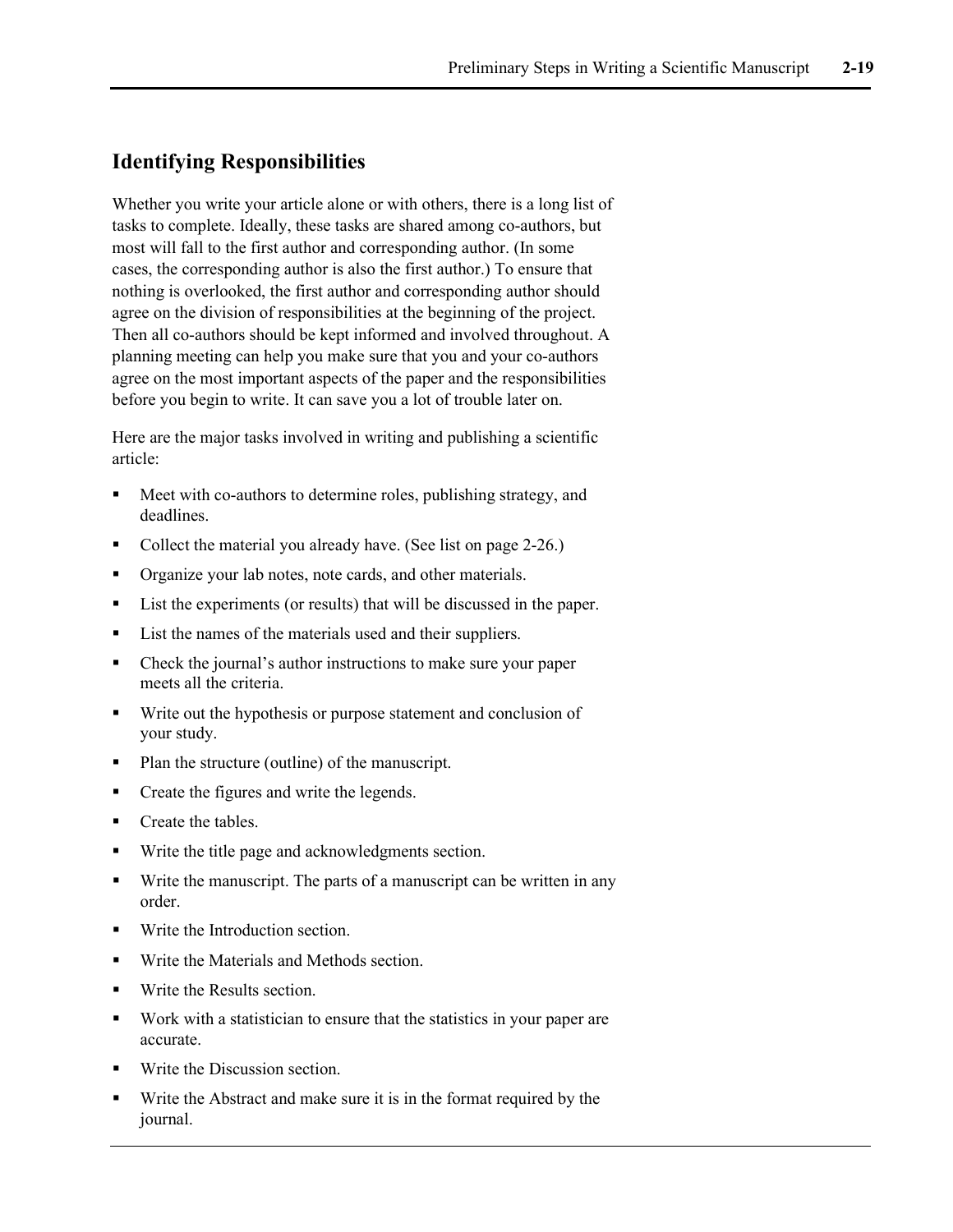## Identifying Responsibilities

Whether you write your article alone or with others, there is a long list of tasks to complete. Ideally, these tasks are shared among co-authors, but most will fall to the first author and corresponding author. (In some cases, the corresponding author is also the first author.) To ensure that nothing is overlooked, the first author and corresponding author should agree on the division of responsibilities at the beginning of the project. Then all co-authors should be kept informed and involved throughout. A planning meeting can help you make sure that you and your co-authors agree on the most important aspects of the paper and the responsibilities before you begin to write. It can save you a lot of trouble later on.

Here are the major tasks involved in writing and publishing a scientific article:

- Meet with co-authors to determine roles, publishing strategy, and deadlines.
- Collect the material you already have. (See list on page 2-26.)
- Organize your lab notes, note cards, and other materials.
- List the experiments (or results) that will be discussed in the paper.
- List the names of the materials used and their suppliers.
- Check the journal's author instructions to make sure your paper meets all the criteria.
- Write out the hypothesis or purpose statement and conclusion of your study.
- Plan the structure (outline) of the manuscript.
- Create the figures and write the legends.
- Create the tables.
- Write the title page and acknowledgments section.
- Write the manuscript. The parts of a manuscript can be written in any order.
- Write the Introduction section.
- Write the Materials and Methods section.
- Write the Results section.
- Work with a statistician to ensure that the statistics in your paper are accurate.
- Write the Discussion section.
- Write the Abstract and make sure it is in the format required by the journal.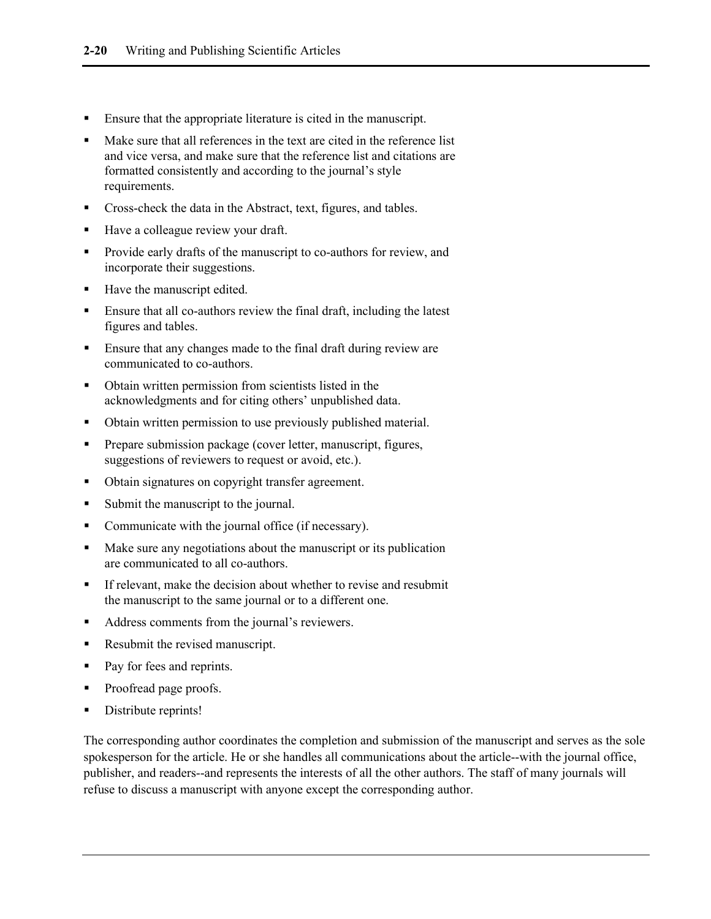- Ensure that the appropriate literature is cited in the manuscript.
- Make sure that all references in the text are cited in the reference list and vice versa, and make sure that the reference list and citations are formatted consistently and according to the journal's style requirements.
- Cross-check the data in the Abstract, text, figures, and tables.
- Have a colleague review your draft.
- Provide early drafts of the manuscript to co-authors for review, and incorporate their suggestions.
- Have the manuscript edited.
- Ensure that all co-authors review the final draft, including the latest figures and tables.
- Ensure that any changes made to the final draft during review are communicated to co-authors.
- Obtain written permission from scientists listed in the acknowledgments and for citing others' unpublished data.
- Obtain written permission to use previously published material.
- Prepare submission package (cover letter, manuscript, figures, suggestions of reviewers to request or avoid, etc.).
- Obtain signatures on copyright transfer agreement.
- Submit the manuscript to the journal.
- Communicate with the journal office (if necessary).
- Make sure any negotiations about the manuscript or its publication are communicated to all co-authors.
- If relevant, make the decision about whether to revise and resubmit the manuscript to the same journal or to a different one.
- Address comments from the journal's reviewers.
- Resubmit the revised manuscript.
- Pay for fees and reprints.
- Proofread page proofs.
- Distribute reprints!

The corresponding author coordinates the completion and submission of the manuscript and serves as the sole spokesperson for the article. He or she handles all communications about the article--with the journal office, publisher, and readers--and represents the interests of all the other authors. The staff of many journals will refuse to discuss a manuscript with anyone except the corresponding author.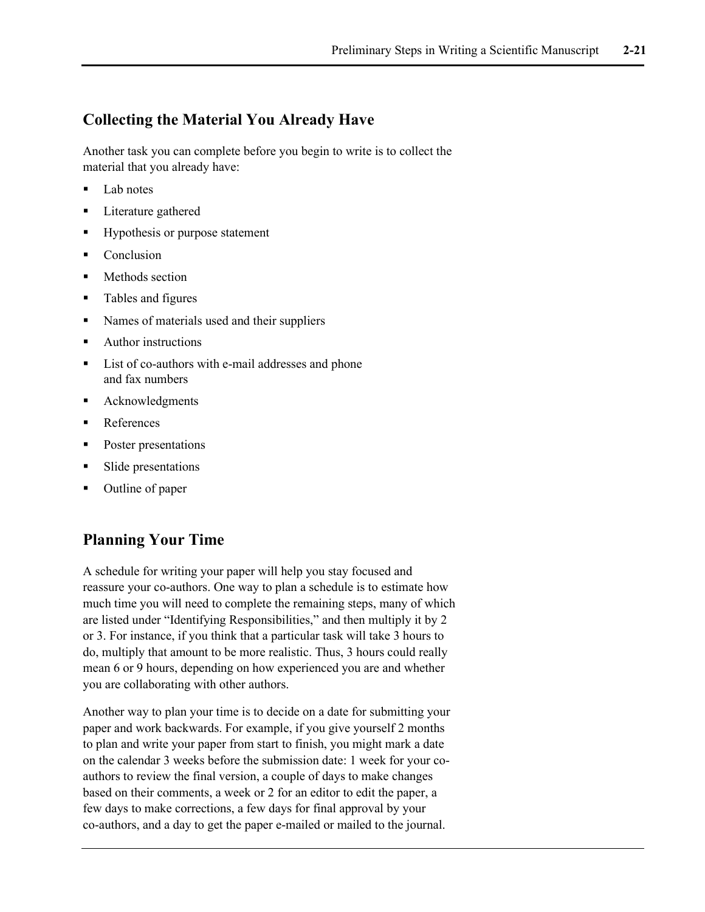## Collecting the Material You Already Have

Another task you can complete before you begin to write is to collect the material that you already have:

- Lab notes
- Literature gathered
- Hypothesis or purpose statement
- Conclusion
- Methods section
- Tables and figures
- Names of materials used and their suppliers
- Author instructions
- List of co-authors with e-mail addresses and phone and fax numbers
- Acknowledgments
- References
- Poster presentations
- Slide presentations
- Outline of paper

## Planning Your Time

A schedule for writing your paper will help you stay focused and reassure your co-authors. One way to plan a schedule is to estimate how much time you will need to complete the remaining steps, many of which are listed under "Identifying Responsibilities," and then multiply it by 2 or 3. For instance, if you think that a particular task will take 3 hours to do, multiply that amount to be more realistic. Thus, 3 hours could really mean 6 or 9 hours, depending on how experienced you are and whether you are collaborating with other authors.

Another way to plan your time is to decide on a date for submitting your paper and work backwards. For example, if you give yourself 2 months to plan and write your paper from start to finish, you might mark a date on the calendar 3 weeks before the submission date: 1 week for your co-authors to review the final version, a couple of days to make changes based on their comments, a week or 2 for an editor to edit the paper, a few days to make corrections, a few days for final approval by your co-authors, and a day to get the paper e-mailed or mailed to the journal.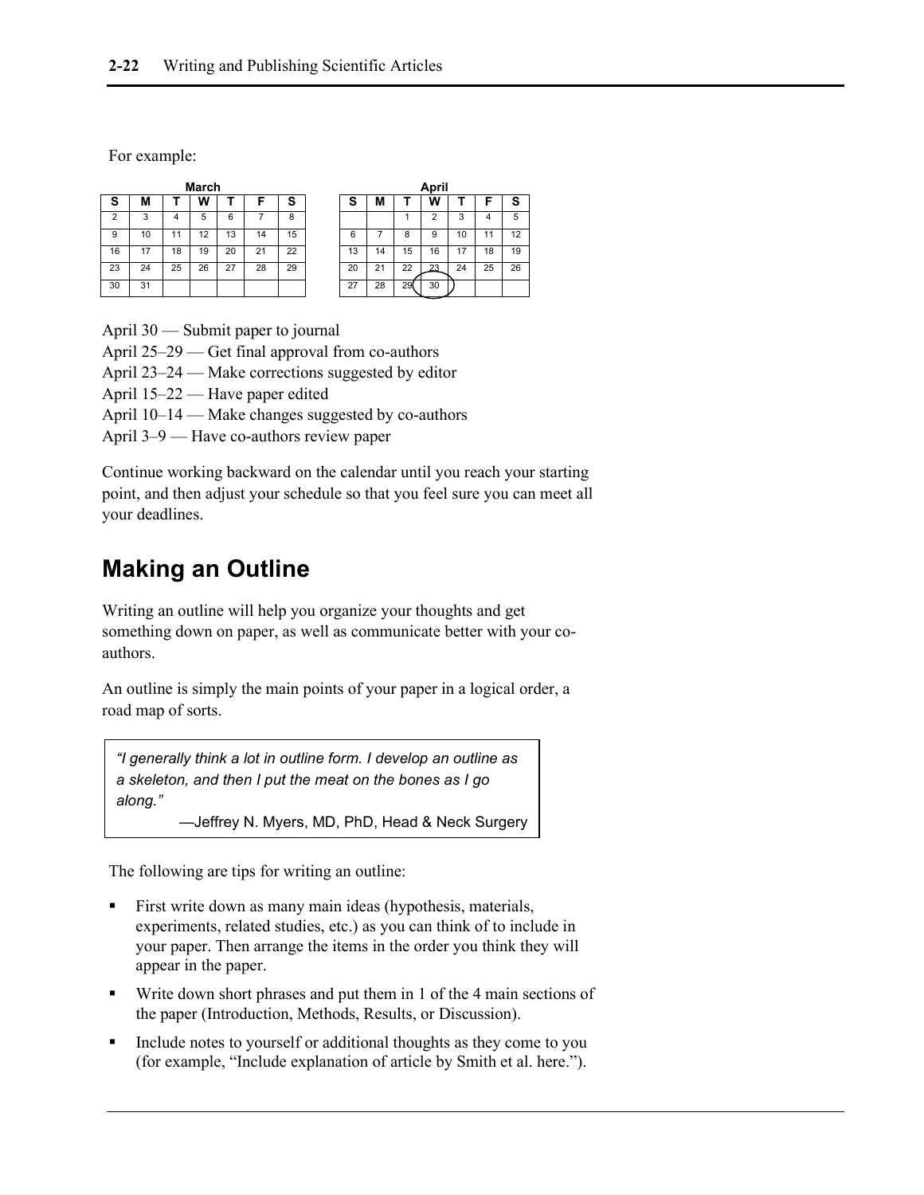For example:

**March**

| S | M | T | W | T | F | S |
|---|---|---|---|---|---|---|
| 2 | 3 | 4 | 5 | 6 | 7 | 8 |
| 9 | 10 | 11 | 12 | 13 | 14 | 15 |
| 16 | 17 | 18 | 19 | 20 | 21 | 22 |
| 23 | 24 | 25 | 26 | 27 | 28 | 29 |
| 30 | 31 | | | | | |

**April**

| S | M | T | W | T | F | S |
|---|---|---|---|---|---|---|
| | | 1 | 2 | 3 | 4 | 5 |
| 6 | 7 | 8 | 9 | 10 | 11 | 12 |
| 13 | 14 | 15 | 16 | 17 | 18 | 19 |
| 20 | 21 | 22 | 23 | 24 | 25 | 26 |
| 27 | 28 | 29 | 30 | | | |

April 30 — Submit paper to journal
April 25–29 — Get final approval from co-authors
April 23–24 — Make corrections suggested by editor
April 15–22 — Have paper edited
April 10–14 — Make changes suggested by co-authors
April 3–9 — Have co-authors review paper

Continue working backward on the calendar until you reach your starting point, and then adjust your schedule so that you feel sure you can meet all your deadlines.

## Making an Outline

Writing an outline will help you organize your thoughts and get something down on paper, as well as communicate better with your co-authors.

An outline is simply the main points of your paper in a logical order, a road map of sorts.

> *"I generally think a lot in outline form. I develop an outline as a skeleton, and then I put the meat on the bones as I go along."*
>
> —Jeffrey N. Myers, MD, PhD, Head & Neck Surgery

The following are tips for writing an outline:

- First write down as many main ideas (hypothesis, materials, experiments, related studies, etc.) as you can think of to include in your paper. Then arrange the items in the order you think they will appear in the paper.
- Write down short phrases and put them in 1 of the 4 main sections of the paper (Introduction, Methods, Results, or Discussion).
- Include notes to yourself or additional thoughts as they come to you (for example, "Include explanation of article by Smith et al. here.").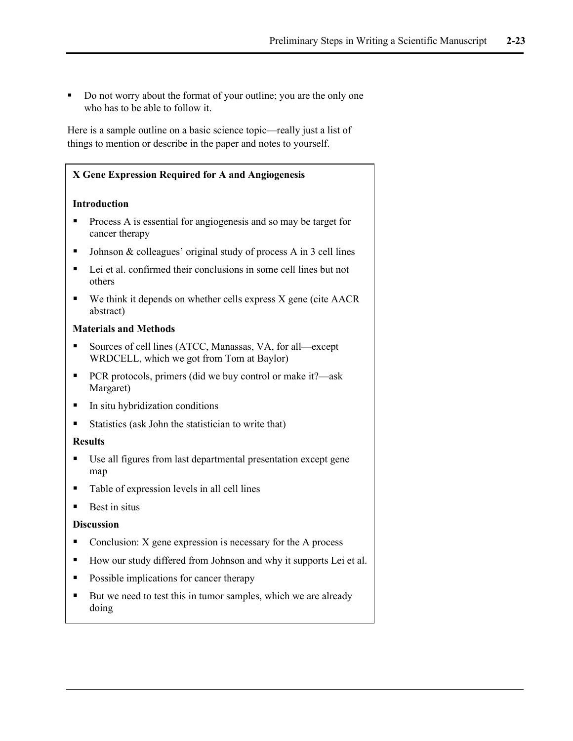- Do not worry about the format of your outline; you are the only one who has to be able to follow it.

Here is a sample outline on a basic science topic—really just a list of things to mention or describe in the paper and notes to yourself.

**X Gene Expression Required for A and Angiogenesis**

**Introduction**

- Process A is essential for angiogenesis and so may be target for cancer therapy
- Johnson & colleagues' original study of process A in 3 cell lines
- Lei et al. confirmed their conclusions in some cell lines but not others
- We think it depends on whether cells express X gene (cite AACR abstract)

**Materials and Methods**

- Sources of cell lines (ATCC, Manassas, VA, for all—except WRDCELL, which we got from Tom at Baylor)
- PCR protocols, primers (did we buy control or make it?—ask Margaret)
- In situ hybridization conditions
- Statistics (ask John the statistician to write that)

**Results**

- Use all figures from last departmental presentation except gene map
- Table of expression levels in all cell lines
- Best in situs

**Discussion**

- Conclusion: X gene expression is necessary for the A process
- How our study differed from Johnson and why it supports Lei et al.
- Possible implications for cancer therapy
- But we need to test this in tumor samples, which we are already doing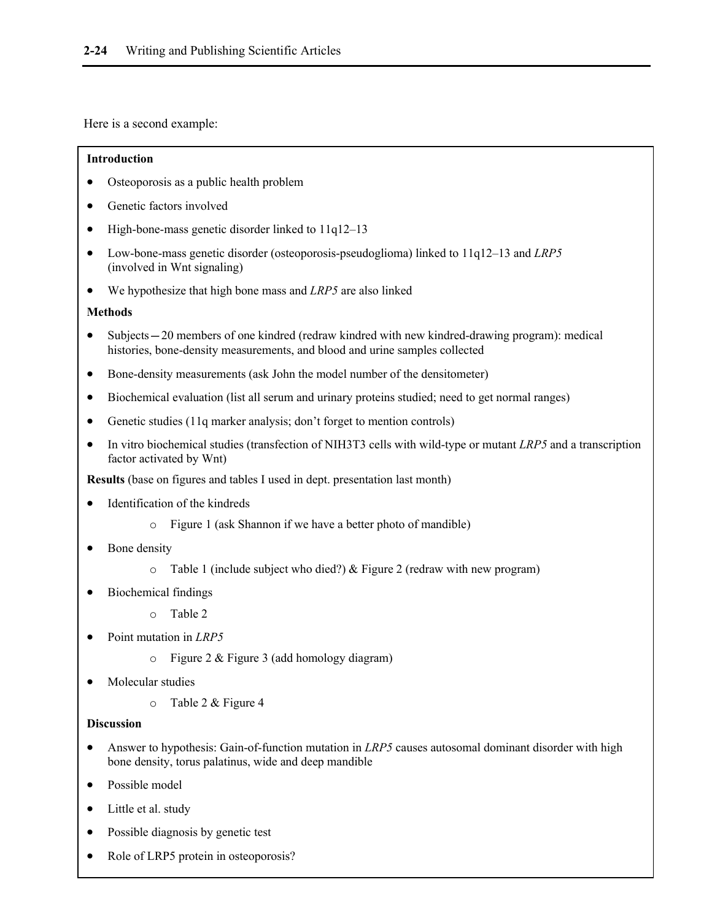Here is a second example:

**Introduction**

- Osteoporosis as a public health problem
- Genetic factors involved
- High-bone-mass genetic disorder linked to 11q12–13
- Low-bone-mass genetic disorder (osteoporosis-pseudoglioma) linked to 11q12–13 and *LRP5* (involved in Wnt signaling)
- We hypothesize that high bone mass and *LRP5* are also linked

**Methods**

- Subjects—20 members of one kindred (redraw kindred with new kindred-drawing program): medical histories, bone-density measurements, and blood and urine samples collected
- Bone-density measurements (ask John the model number of the densitometer)
- Biochemical evaluation (list all serum and urinary proteins studied; need to get normal ranges)
- Genetic studies (11q marker analysis; don't forget to mention controls)
- In vitro biochemical studies (transfection of NIH3T3 cells with wild-type or mutant *LRP5* and a transcription factor activated by Wnt)

**Results** (base on figures and tables I used in dept. presentation last month)

- Identification of the kindreds
  - Figure 1 (ask Shannon if we have a better photo of mandible)
- Bone density
  - Table 1 (include subject who died?) & Figure 2 (redraw with new program)
- Biochemical findings
  - Table 2
- Point mutation in *LRP5*
  - Figure 2 & Figure 3 (add homology diagram)
- Molecular studies
  - Table 2 & Figure 4

**Discussion**

- Answer to hypothesis: Gain-of-function mutation in *LRP5* causes autosomal dominant disorder with high bone density, torus palatinus, wide and deep mandible
- Possible model
- Little et al. study
- Possible diagnosis by genetic test
- Role of LRP5 protein in osteoporosis?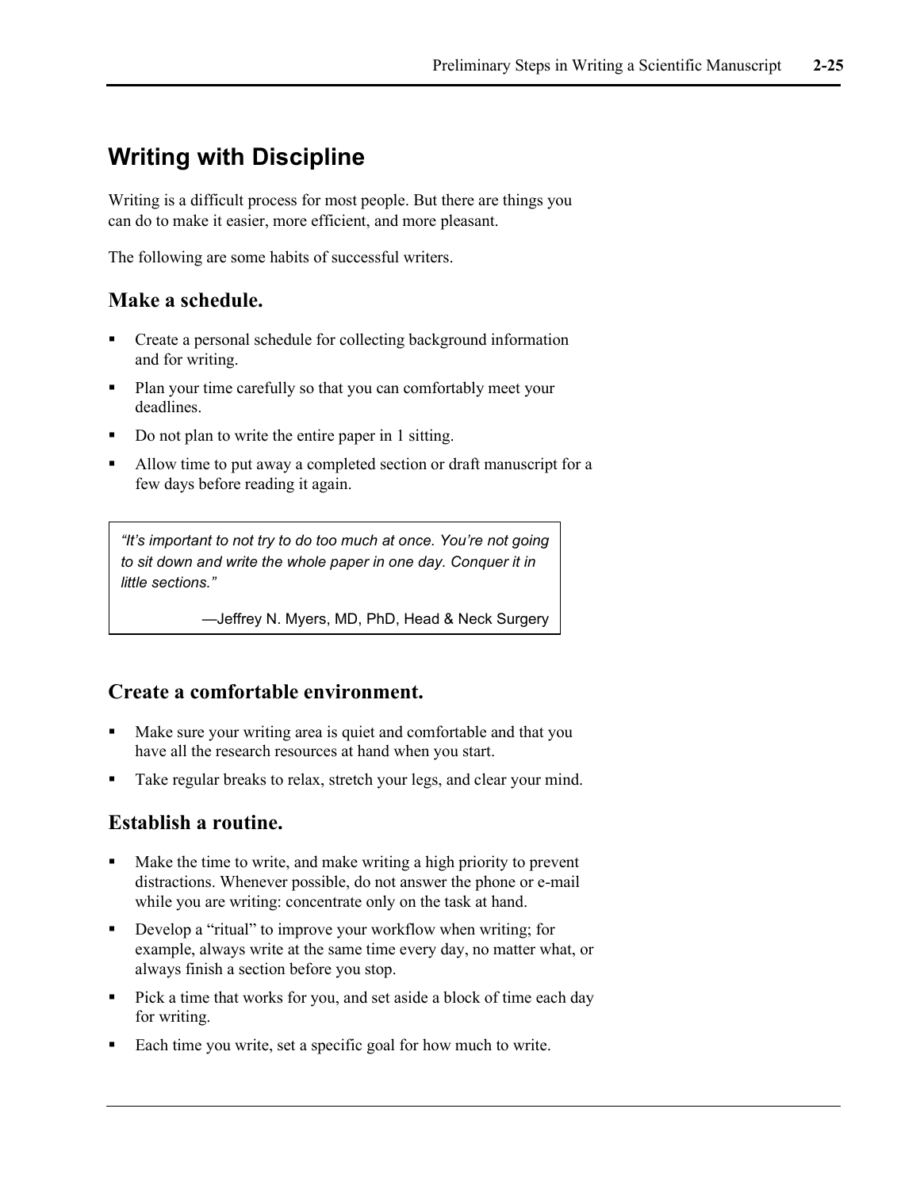## Writing with Discipline

Writing is a difficult process for most people. But there are things you can do to make it easier, more efficient, and more pleasant.

The following are some habits of successful writers.

### Make a schedule.

- Create a personal schedule for collecting background information and for writing.
- Plan your time carefully so that you can comfortably meet your deadlines.
- Do not plan to write the entire paper in 1 sitting.
- Allow time to put away a completed section or draft manuscript for a few days before reading it again.

> *"It's important to not try to do too much at once. You're not going to sit down and write the whole paper in one day. Conquer it in little sections."*
>
> —Jeffrey N. Myers, MD, PhD, Head & Neck Surgery

### Create a comfortable environment.

- Make sure your writing area is quiet and comfortable and that you have all the research resources at hand when you start.
- Take regular breaks to relax, stretch your legs, and clear your mind.

### Establish a routine.

- Make the time to write, and make writing a high priority to prevent distractions. Whenever possible, do not answer the phone or e-mail while you are writing: concentrate only on the task at hand.
- Develop a "ritual" to improve your workflow when writing; for example, always write at the same time every day, no matter what, or always finish a section before you stop.
- Pick a time that works for you, and set aside a block of time each day for writing.
- Each time you write, set a specific goal for how much to write.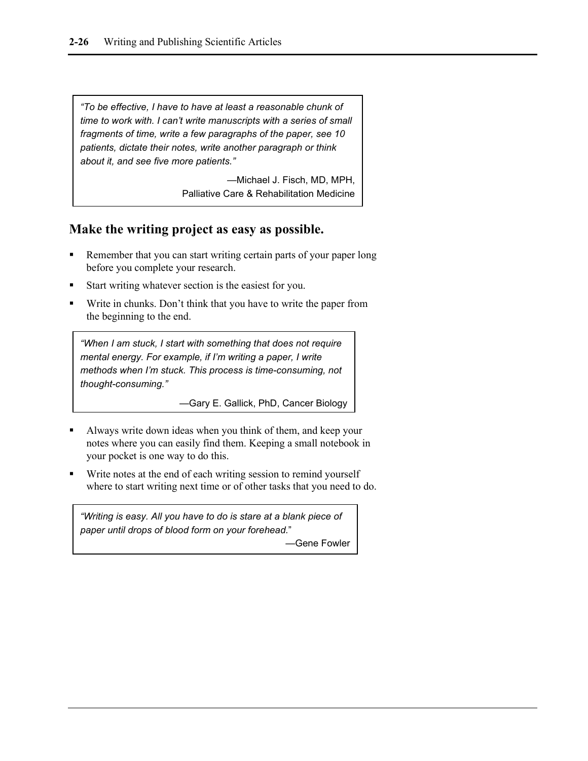> *"To be effective, I have to have at least a reasonable chunk of time to work with. I can't write manuscripts with a series of small fragments of time, write a few paragraphs of the paper, see 10 patients, dictate their notes, write another paragraph or think about it, and see five more patients."*
>
> —Michael J. Fisch, MD, MPH, Palliative Care & Rehabilitation Medicine

## Make the writing project as easy as possible.

- Remember that you can start writing certain parts of your paper long before you complete your research.
- Start writing whatever section is the easiest for you.
- Write in chunks. Don't think that you have to write the paper from the beginning to the end.

> *"When I am stuck, I start with something that does not require mental energy. For example, if I'm writing a paper, I write methods when I'm stuck. This process is time-consuming, not thought-consuming."*
>
> —Gary E. Gallick, PhD, Cancer Biology

- Always write down ideas when you think of them, and keep your notes where you can easily find them. Keeping a small notebook in your pocket is one way to do this.
- Write notes at the end of each writing session to remind yourself where to start writing next time or of other tasks that you need to do.

> *"Writing is easy. All you have to do is stare at a blank piece of paper until drops of blood form on your forehead."*
>
> —Gene Fowler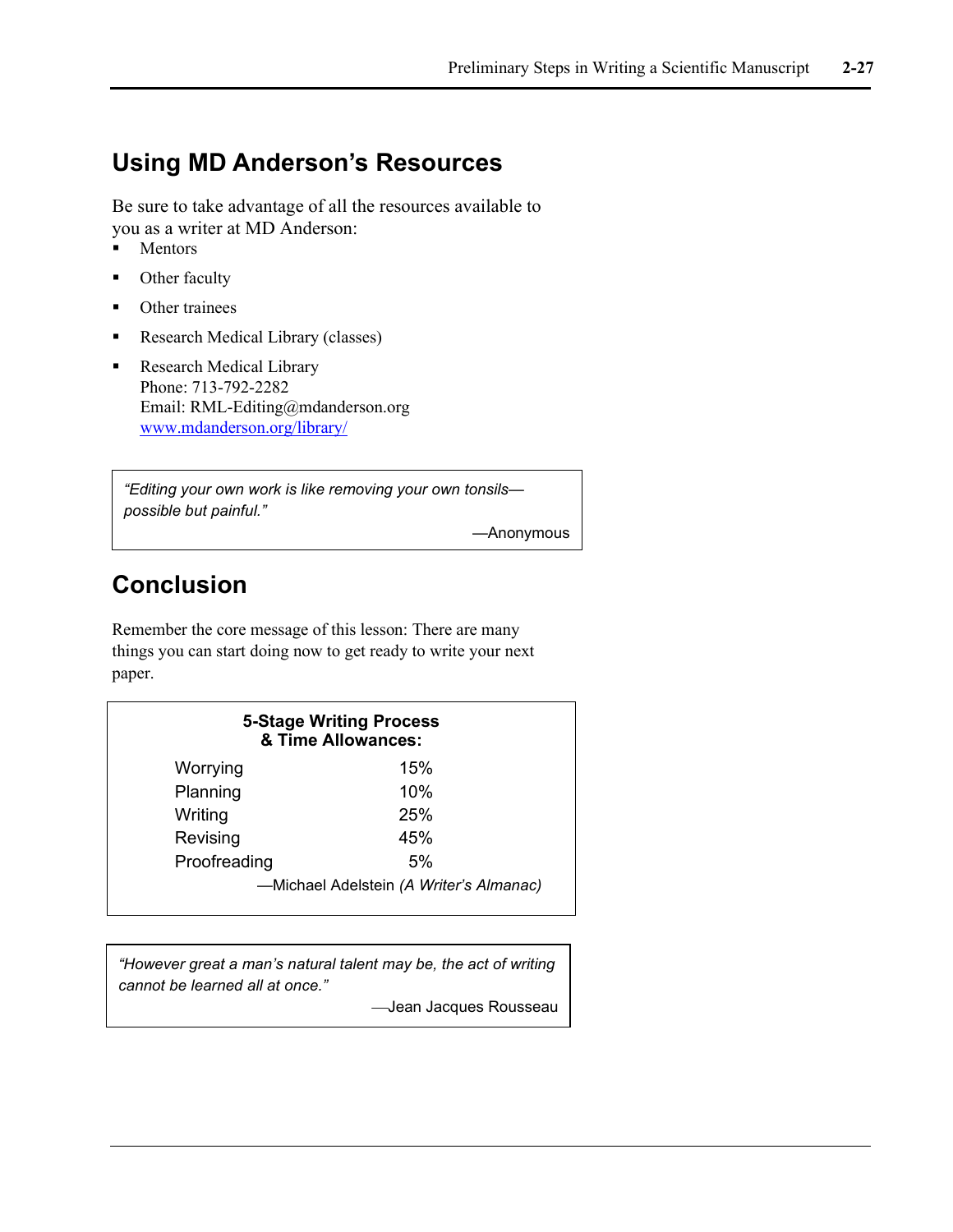## Using MD Anderson's Resources

Be sure to take advantage of all the resources available to you as a writer at MD Anderson:

- Mentors
- Other faculty
- Other trainees
- Research Medical Library (classes)
- Research Medical Library
  Phone: 713-792-2282
  Email: RML-Editing@mdanderson.org
  www.mdanderson.org/library/

> *"Editing your own work is like removing your own tonsils—possible but painful."*
>
> —Anonymous

## Conclusion

Remember the core message of this lesson: There are many things you can start doing now to get ready to write your next paper.

**5-Stage Writing Process & Time Allowances:**

| | |
|---|---|
| Worrying | 15% |
| Planning | 10% |
| Writing | 25% |
| Revising | 45% |
| Proofreading | 5% |

—Michael Adelstein *(A Writer's Almanac)*

> *"However great a man's natural talent may be, the act of writing cannot be learned all at once."*
>
> —Jean Jacques Rousseau